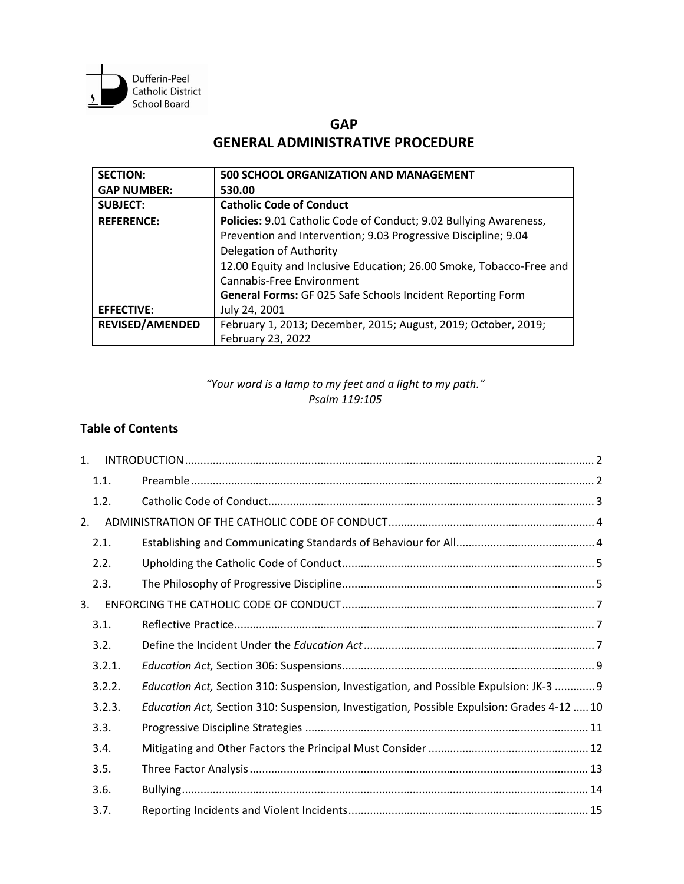Dufferin-Peel Catholic District School Board

# GAP
# GENERAL ADMINISTRATIVE PROCEDURE

| SECTION: | 500 SCHOOL ORGANIZATION AND MANAGEMENT |
|---|---|
| GAP NUMBER: | 530.00 |
| SUBJECT: | Catholic Code of Conduct |
| REFERENCE: | **Policies:** 9.01 Catholic Code of Conduct; 9.02 Bullying Awareness, Prevention and Intervention; 9.03 Progressive Discipline; 9.04 Delegation of Authority<br>12.00 Equity and Inclusive Education; 26.00 Smoke, Tobacco-Free and Cannabis-Free Environment<br>**General Forms:** GF 025 Safe Schools Incident Reporting Form |
| EFFECTIVE: | July 24, 2001 |
| REVISED/AMENDED | February 1, 2013; December, 2015; August, 2019; October, 2019; February 23, 2022 |

*"Your word is a lamp to my feet and a light to my path."*
*Psalm 119:105*

## Table of Contents

1. INTRODUCTION ..... 2
   - 1.1. Preamble ..... 2
   - 1.2. Catholic Code of Conduct ..... 3
2. ADMINISTRATION OF THE CATHOLIC CODE OF CONDUCT ..... 4
   - 2.1. Establishing and Communicating Standards of Behaviour for All ..... 4
   - 2.2. Upholding the Catholic Code of Conduct ..... 5
   - 2.3. The Philosophy of Progressive Discipline ..... 5
3. ENFORCING THE CATHOLIC CODE OF CONDUCT ..... 7
   - 3.1. Reflective Practice ..... 7
   - 3.2. Define the Incident Under the *Education Act* ..... 7
   - 3.2.1. *Education Act,* Section 306: Suspensions ..... 9
   - 3.2.2. *Education Act,* Section 310: Suspension, Investigation, and Possible Expulsion: JK-3 ..... 9
   - 3.2.3. *Education Act,* Section 310: Suspension, Investigation, Possible Expulsion: Grades 4-12 ..... 10
   - 3.3. Progressive Discipline Strategies ..... 11
   - 3.4. Mitigating and Other Factors the Principal Must Consider ..... 12
   - 3.5. Three Factor Analysis ..... 13
   - 3.6. Bullying ..... 14
   - 3.7. Reporting Incidents and Violent Incidents ..... 15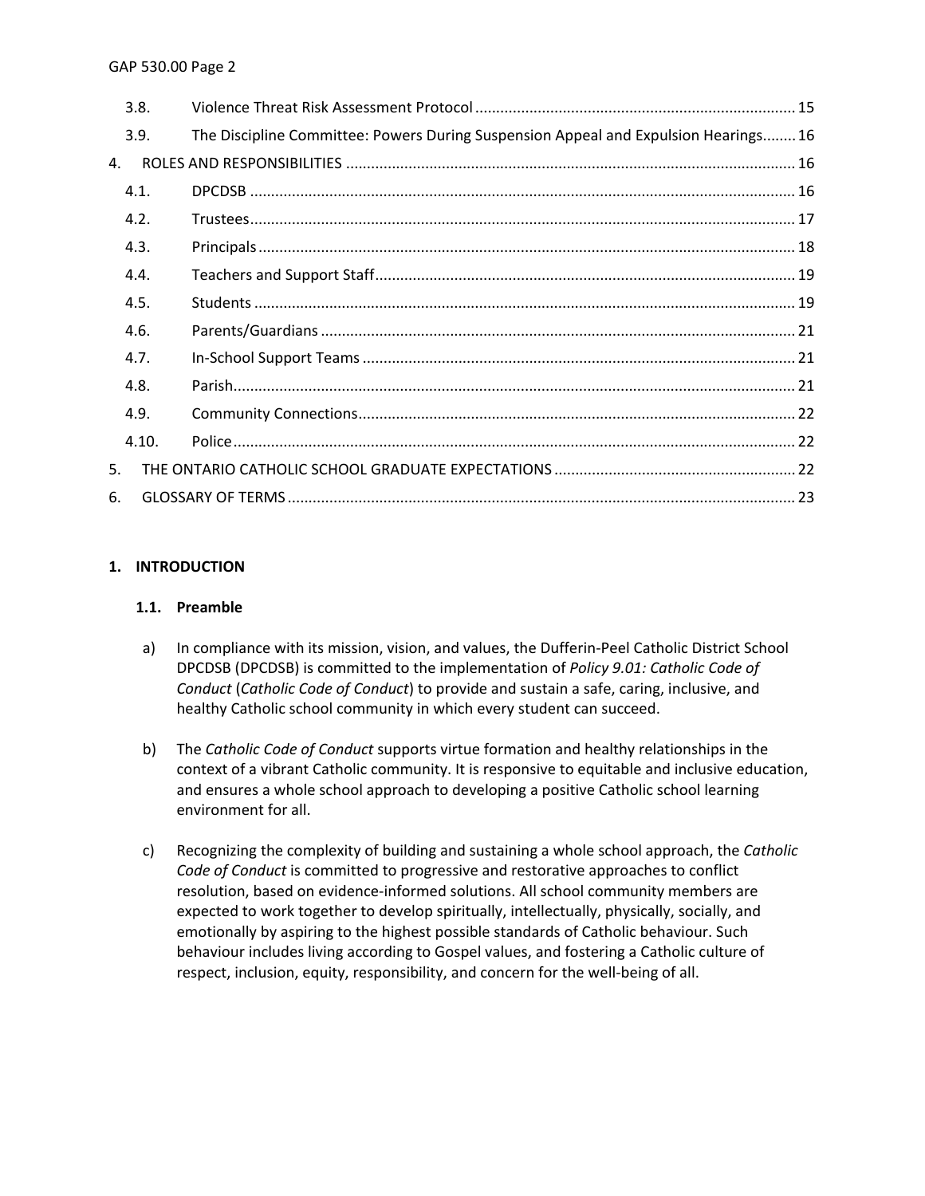| | | |
|---|---|---|
| 3.8. | Violence Threat Risk Assessment Protocol | 15 |
| 3.9. | The Discipline Committee: Powers During Suspension Appeal and Expulsion Hearings | 16 |
| 4. | ROLES AND RESPONSIBILITIES | 16 |
| 4.1. | DPCDSB | 16 |
| 4.2. | Trustees | 17 |
| 4.3. | Principals | 18 |
| 4.4. | Teachers and Support Staff | 19 |
| 4.5. | Students | 19 |
| 4.6. | Parents/Guardians | 21 |
| 4.7. | In-School Support Teams | 21 |
| 4.8. | Parish | 21 |
| 4.9. | Community Connections | 22 |
| 4.10. | Police | 22 |
| 5. | THE ONTARIO CATHOLIC SCHOOL GRADUATE EXPECTATIONS | 22 |
| 6. | GLOSSARY OF TERMS | 23 |

## 1. INTRODUCTION

### 1.1. Preamble

a) In compliance with its mission, vision, and values, the Dufferin-Peel Catholic District School DPCDSB (DPCDSB) is committed to the implementation of *Policy 9.01: Catholic Code of Conduct* (*Catholic Code of Conduct*) to provide and sustain a safe, caring, inclusive, and healthy Catholic school community in which every student can succeed.

b) The *Catholic Code of Conduct* supports virtue formation and healthy relationships in the context of a vibrant Catholic community. It is responsive to equitable and inclusive education, and ensures a whole school approach to developing a positive Catholic school learning environment for all.

c) Recognizing the complexity of building and sustaining a whole school approach, the *Catholic Code of Conduct* is committed to progressive and restorative approaches to conflict resolution, based on evidence-informed solutions. All school community members are expected to work together to develop spiritually, intellectually, physically, socially, and emotionally by aspiring to the highest possible standards of Catholic behaviour. Such behaviour includes living according to Gospel values, and fostering a Catholic culture of respect, inclusion, equity, responsibility, and concern for the well-being of all.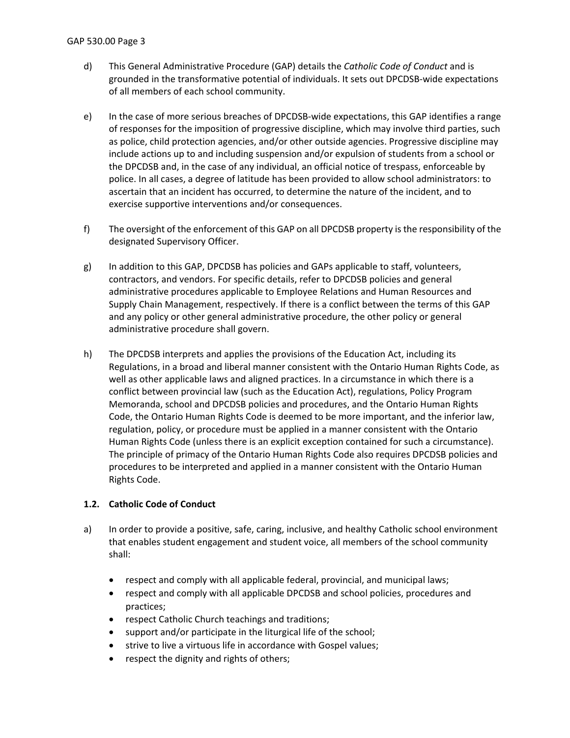d) This General Administrative Procedure (GAP) details the *Catholic Code of Conduct* and is grounded in the transformative potential of individuals. It sets out DPCDSB-wide expectations of all members of each school community.

e) In the case of more serious breaches of DPCDSB-wide expectations, this GAP identifies a range of responses for the imposition of progressive discipline, which may involve third parties, such as police, child protection agencies, and/or other outside agencies. Progressive discipline may include actions up to and including suspension and/or expulsion of students from a school or the DPCDSB and, in the case of any individual, an official notice of trespass, enforceable by police. In all cases, a degree of latitude has been provided to allow school administrators: to ascertain that an incident has occurred, to determine the nature of the incident, and to exercise supportive interventions and/or consequences.

f) The oversight of the enforcement of this GAP on all DPCDSB property is the responsibility of the designated Supervisory Officer.

g) In addition to this GAP, DPCDSB has policies and GAPs applicable to staff, volunteers, contractors, and vendors. For specific details, refer to DPCDSB policies and general administrative procedures applicable to Employee Relations and Human Resources and Supply Chain Management, respectively. If there is a conflict between the terms of this GAP and any policy or other general administrative procedure, the other policy or general administrative procedure shall govern.

h) The DPCDSB interprets and applies the provisions of the Education Act, including its Regulations, in a broad and liberal manner consistent with the Ontario Human Rights Code, as well as other applicable laws and aligned practices. In a circumstance in which there is a conflict between provincial law (such as the Education Act), regulations, Policy Program Memoranda, school and DPCDSB policies and procedures, and the Ontario Human Rights Code, the Ontario Human Rights Code is deemed to be more important, and the inferior law, regulation, policy, or procedure must be applied in a manner consistent with the Ontario Human Rights Code (unless there is an explicit exception contained for such a circumstance). The principle of primacy of the Ontario Human Rights Code also requires DPCDSB policies and procedures to be interpreted and applied in a manner consistent with the Ontario Human Rights Code.

### 1.2. Catholic Code of Conduct

a) In order to provide a positive, safe, caring, inclusive, and healthy Catholic school environment that enables student engagement and student voice, all members of the school community shall:

- respect and comply with all applicable federal, provincial, and municipal laws;
- respect and comply with all applicable DPCDSB and school policies, procedures and practices;
- respect Catholic Church teachings and traditions;
- support and/or participate in the liturgical life of the school;
- strive to live a virtuous life in accordance with Gospel values;
- respect the dignity and rights of others;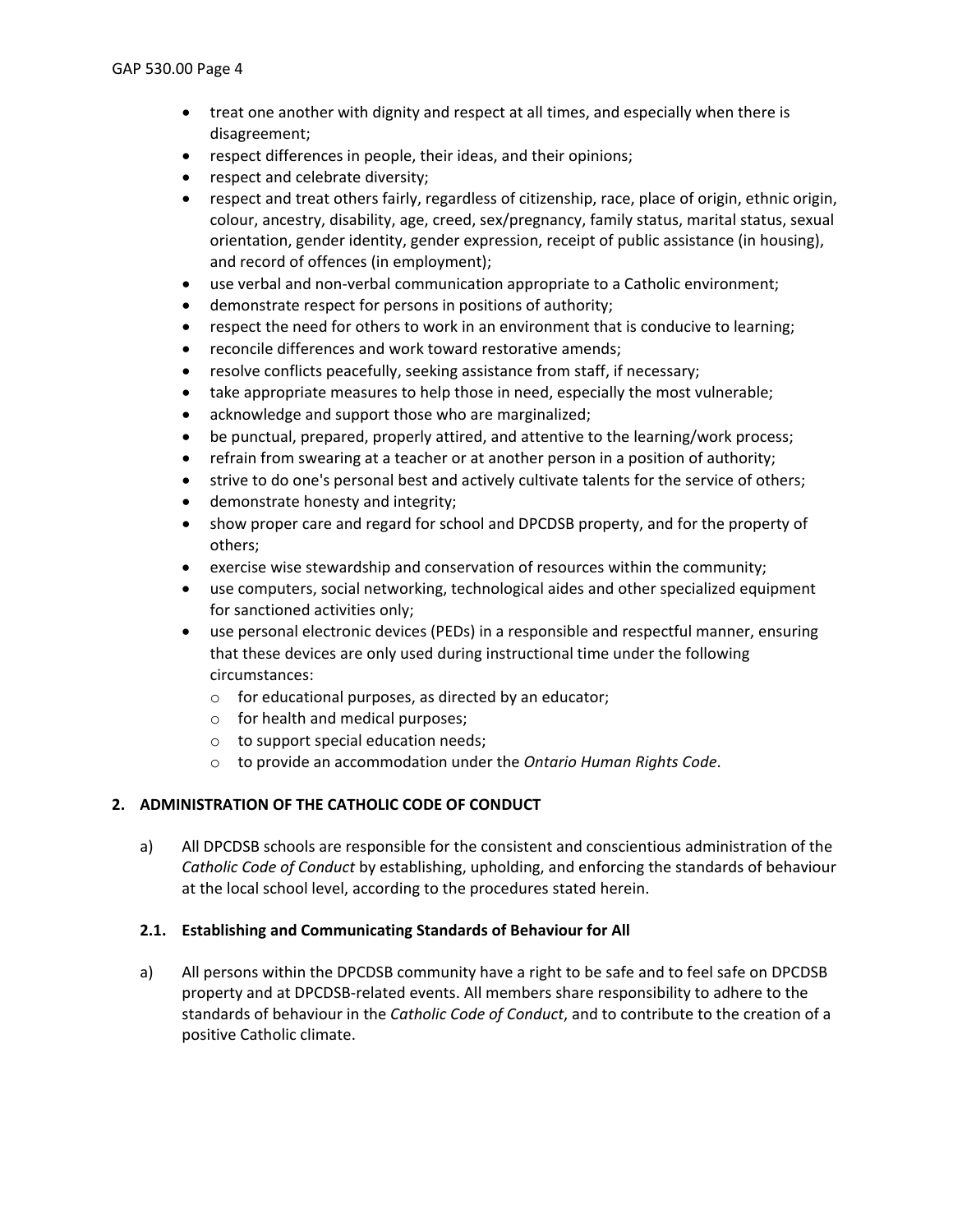- treat one another with dignity and respect at all times, and especially when there is disagreement;
- respect differences in people, their ideas, and their opinions;
- respect and celebrate diversity;
- respect and treat others fairly, regardless of citizenship, race, place of origin, ethnic origin, colour, ancestry, disability, age, creed, sex/pregnancy, family status, marital status, sexual orientation, gender identity, gender expression, receipt of public assistance (in housing), and record of offences (in employment);
- use verbal and non-verbal communication appropriate to a Catholic environment;
- demonstrate respect for persons in positions of authority;
- respect the need for others to work in an environment that is conducive to learning;
- reconcile differences and work toward restorative amends;
- resolve conflicts peacefully, seeking assistance from staff, if necessary;
- take appropriate measures to help those in need, especially the most vulnerable;
- acknowledge and support those who are marginalized;
- be punctual, prepared, properly attired, and attentive to the learning/work process;
- refrain from swearing at a teacher or at another person in a position of authority;
- strive to do one's personal best and actively cultivate talents for the service of others;
- demonstrate honesty and integrity;
- show proper care and regard for school and DPCDSB property, and for the property of others;
- exercise wise stewardship and conservation of resources within the community;
- use computers, social networking, technological aides and other specialized equipment for sanctioned activities only;
- use personal electronic devices (PEDs) in a responsible and respectful manner, ensuring that these devices are only used during instructional time under the following circumstances:
  - for educational purposes, as directed by an educator;
  - for health and medical purposes;
  - to support special education needs;
  - to provide an accommodation under the *Ontario Human Rights Code*.

## 2. ADMINISTRATION OF THE CATHOLIC CODE OF CONDUCT

a) All DPCDSB schools are responsible for the consistent and conscientious administration of the *Catholic Code of Conduct* by establishing, upholding, and enforcing the standards of behaviour at the local school level, according to the procedures stated herein.

### 2.1. Establishing and Communicating Standards of Behaviour for All

a) All persons within the DPCDSB community have a right to be safe and to feel safe on DPCDSB property and at DPCDSB-related events. All members share responsibility to adhere to the standards of behaviour in the *Catholic Code of Conduct*, and to contribute to the creation of a positive Catholic climate.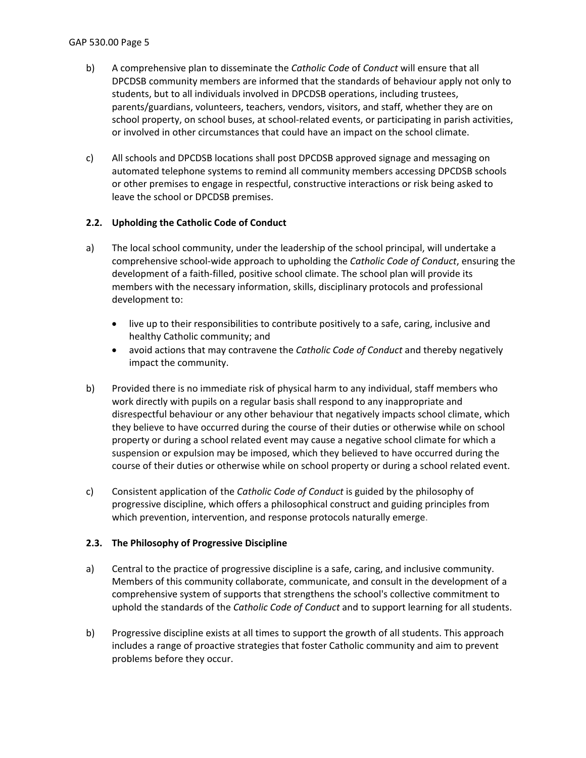b) A comprehensive plan to disseminate the *Catholic Code* of *Conduct* will ensure that all DPCDSB community members are informed that the standards of behaviour apply not only to students, but to all individuals involved in DPCDSB operations, including trustees, parents/guardians, volunteers, teachers, vendors, visitors, and staff, whether they are on school property, on school buses, at school-related events, or participating in parish activities, or involved in other circumstances that could have an impact on the school climate.

c) All schools and DPCDSB locations shall post DPCDSB approved signage and messaging on automated telephone systems to remind all community members accessing DPCDSB schools or other premises to engage in respectful, constructive interactions or risk being asked to leave the school or DPCDSB premises.

### 2.2. Upholding the Catholic Code of Conduct

a) The local school community, under the leadership of the school principal, will undertake a comprehensive school-wide approach to upholding the *Catholic Code of Conduct*, ensuring the development of a faith-filled, positive school climate. The school plan will provide its members with the necessary information, skills, disciplinary protocols and professional development to:

- live up to their responsibilities to contribute positively to a safe, caring, inclusive and healthy Catholic community; and
- avoid actions that may contravene the *Catholic Code of Conduct* and thereby negatively impact the community.

b) Provided there is no immediate risk of physical harm to any individual, staff members who work directly with pupils on a regular basis shall respond to any inappropriate and disrespectful behaviour or any other behaviour that negatively impacts school climate, which they believe to have occurred during the course of their duties or otherwise while on school property or during a school related event may cause a negative school climate for which a suspension or expulsion may be imposed, which they believed to have occurred during the course of their duties or otherwise while on school property or during a school related event.

c) Consistent application of the *Catholic Code of Conduct* is guided by the philosophy of progressive discipline, which offers a philosophical construct and guiding principles from which prevention, intervention, and response protocols naturally emerge.

### 2.3. The Philosophy of Progressive Discipline

a) Central to the practice of progressive discipline is a safe, caring, and inclusive community. Members of this community collaborate, communicate, and consult in the development of a comprehensive system of supports that strengthens the school's collective commitment to uphold the standards of the *Catholic Code of Conduct* and to support learning for all students.

b) Progressive discipline exists at all times to support the growth of all students. This approach includes a range of proactive strategies that foster Catholic community and aim to prevent problems before they occur.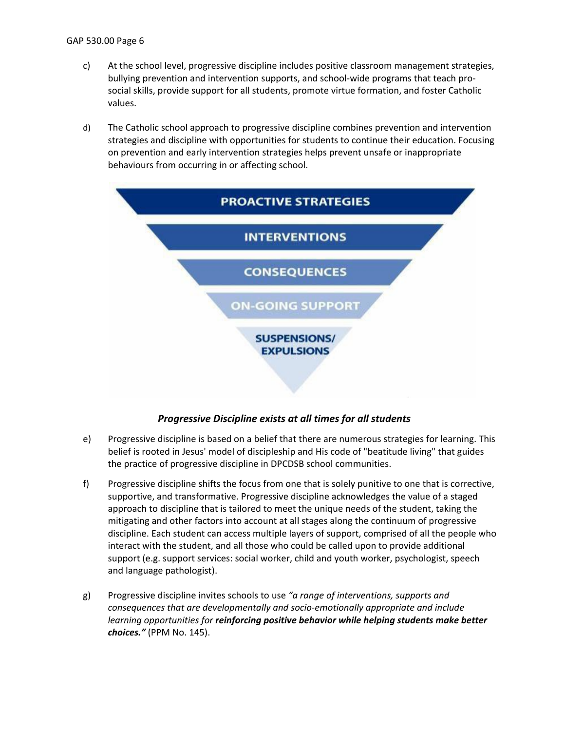c) At the school level, progressive discipline includes positive classroom management strategies, bullying prevention and intervention supports, and school-wide programs that teach pro-social skills, provide support for all students, promote virtue formation, and foster Catholic values.

d) The Catholic school approach to progressive discipline combines prevention and intervention strategies and discipline with opportunities for students to continue their education. Focusing on prevention and early intervention strategies helps prevent unsafe or inappropriate behaviours from occurring in or affecting school.

PROACTIVE STRATEGIES

INTERVENTIONS

CONSEQUENCES

ON-GOING SUPPORT

SUSPENSIONS/ EXPULSIONS

***Progressive Discipline exists at all times for all students***

e) Progressive discipline is based on a belief that there are numerous strategies for learning. This belief is rooted in Jesus' model of discipleship and His code of "beatitude living" that guides the practice of progressive discipline in DPCDSB school communities.

f) Progressive discipline shifts the focus from one that is solely punitive to one that is corrective, supportive, and transformative. Progressive discipline acknowledges the value of a staged approach to discipline that is tailored to meet the unique needs of the student, taking the mitigating and other factors into account at all stages along the continuum of progressive discipline. Each student can access multiple layers of support, comprised of all the people who interact with the student, and all those who could be called upon to provide additional support (e.g. support services: social worker, child and youth worker, psychologist, speech and language pathologist).

g) Progressive discipline invites schools to use *"a range of interventions, supports and consequences that are developmentally and socio-emotionally appropriate and include learning opportunities for* ***reinforcing positive behavior while helping students make better choices."*** (PPM No. 145).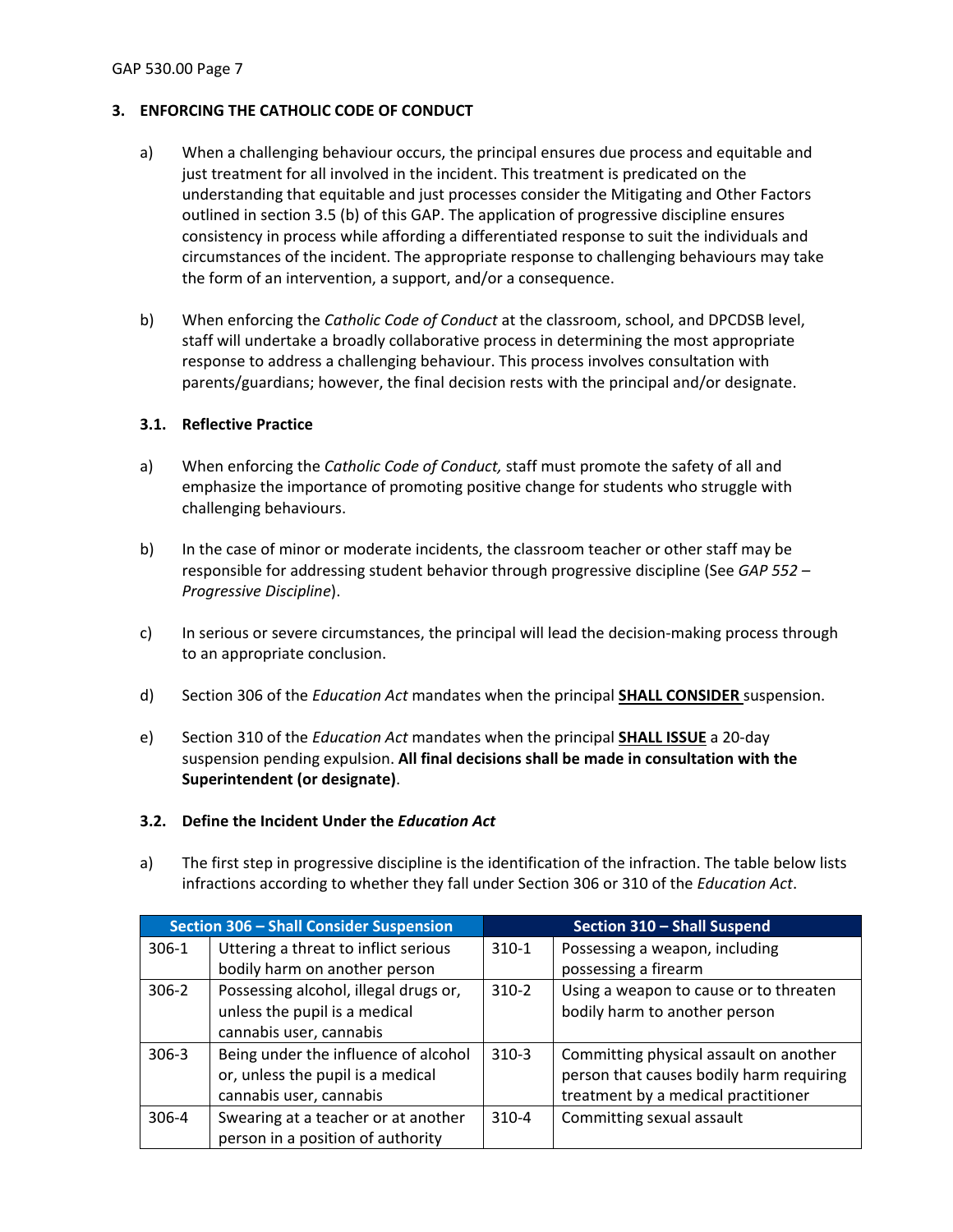## 3. ENFORCING THE CATHOLIC CODE OF CONDUCT

a) When a challenging behaviour occurs, the principal ensures due process and equitable and just treatment for all involved in the incident. This treatment is predicated on the understanding that equitable and just processes consider the Mitigating and Other Factors outlined in section 3.5 (b) of this GAP. The application of progressive discipline ensures consistency in process while affording a differentiated response to suit the individuals and circumstances of the incident. The appropriate response to challenging behaviours may take the form of an intervention, a support, and/or a consequence.

b) When enforcing the *Catholic Code of Conduct* at the classroom, school, and DPCDSB level, staff will undertake a broadly collaborative process in determining the most appropriate response to address a challenging behaviour. This process involves consultation with parents/guardians; however, the final decision rests with the principal and/or designate.

### 3.1. Reflective Practice

a) When enforcing the *Catholic Code of Conduct,* staff must promote the safety of all and emphasize the importance of promoting positive change for students who struggle with challenging behaviours.

b) In the case of minor or moderate incidents, the classroom teacher or other staff may be responsible for addressing student behavior through progressive discipline (See *GAP 552 – Progressive Discipline*).

c) In serious or severe circumstances, the principal will lead the decision-making process through to an appropriate conclusion.

d) Section 306 of the *Education Act* mandates when the principal **SHALL CONSIDER** suspension.

e) Section 310 of the *Education Act* mandates when the principal **SHALL ISSUE** a 20-day suspension pending expulsion. **All final decisions shall be made in consultation with the Superintendent (or designate)**.

### 3.2. Define the Incident Under the *Education Act*

a) The first step in progressive discipline is the identification of the infraction. The table below lists infractions according to whether they fall under Section 306 or 310 of the *Education Act*.

| Section 306 – Shall Consider Suspension | | Section 310 – Shall Suspend | |
|---|---|---|---|
| 306-1 | Uttering a threat to inflict serious bodily harm on another person | 310-1 | Possessing a weapon, including possessing a firearm |
| 306-2 | Possessing alcohol, illegal drugs or, unless the pupil is a medical cannabis user, cannabis | 310-2 | Using a weapon to cause or to threaten bodily harm to another person |
| 306-3 | Being under the influence of alcohol or, unless the pupil is a medical cannabis user, cannabis | 310-3 | Committing physical assault on another person that causes bodily harm requiring treatment by a medical practitioner |
| 306-4 | Swearing at a teacher or at another person in a position of authority | 310-4 | Committing sexual assault |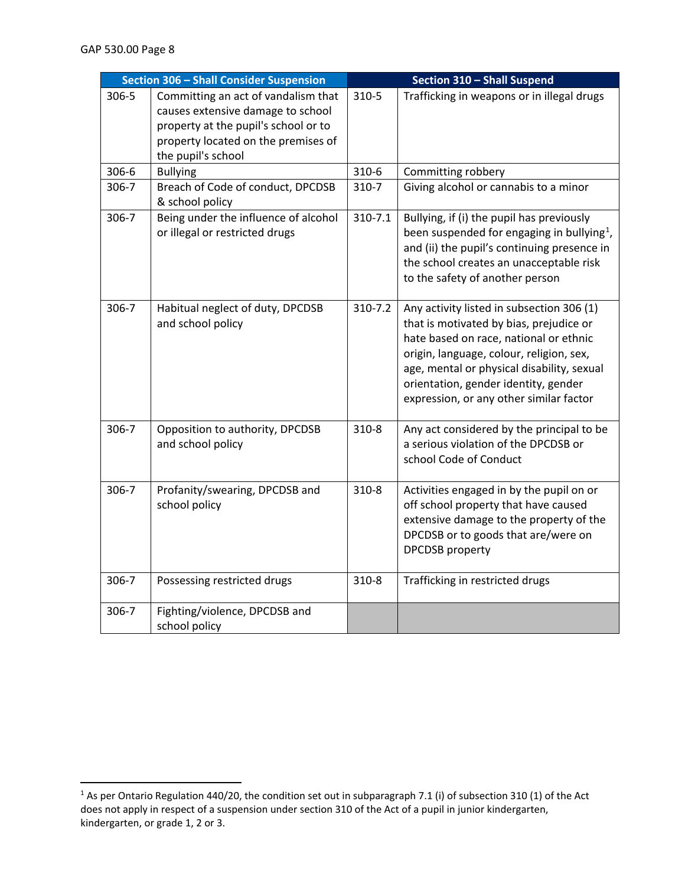| Section 306 – Shall Consider Suspension | | Section 310 – Shall Suspend | |
|---|---|---|---|
| 306-5 | Committing an act of vandalism that causes extensive damage to school property at the pupil's school or to property located on the premises of the pupil's school | 310-5 | Trafficking in weapons or in illegal drugs |
| 306-6 | Bullying | 310-6 | Committing robbery |
| 306-7 | Breach of Code of conduct, DPCDSB & school policy | 310-7 | Giving alcohol or cannabis to a minor |
| 306-7 | Being under the influence of alcohol or illegal or restricted drugs | 310-7.1 | Bullying, if (i) the pupil has previously been suspended for engaging in bullying[1], and (ii) the pupil's continuing presence in the school creates an unacceptable risk to the safety of another person |
| 306-7 | Habitual neglect of duty, DPCDSB and school policy | 310-7.2 | Any activity listed in subsection 306 (1) that is motivated by bias, prejudice or hate based on race, national or ethnic origin, language, colour, religion, sex, age, mental or physical disability, sexual orientation, gender identity, gender expression, or any other similar factor |
| 306-7 | Opposition to authority, DPCDSB and school policy | 310-8 | Any act considered by the principal to be a serious violation of the DPCDSB or school Code of Conduct |
| 306-7 | Profanity/swearing, DPCDSB and school policy | 310-8 | Activities engaged in by the pupil on or off school property that have caused extensive damage to the property of the DPCDSB or to goods that are/were on DPCDSB property |
| 306-7 | Possessing restricted drugs | 310-8 | Trafficking in restricted drugs |
| 306-7 | Fighting/violence, DPCDSB and school policy | | |

[1] As per Ontario Regulation 440/20, the condition set out in subparagraph 7.1 (i) of subsection 310 (1) of the Act does not apply in respect of a suspension under section 310 of the Act of a pupil in junior kindergarten, kindergarten, or grade 1, 2 or 3.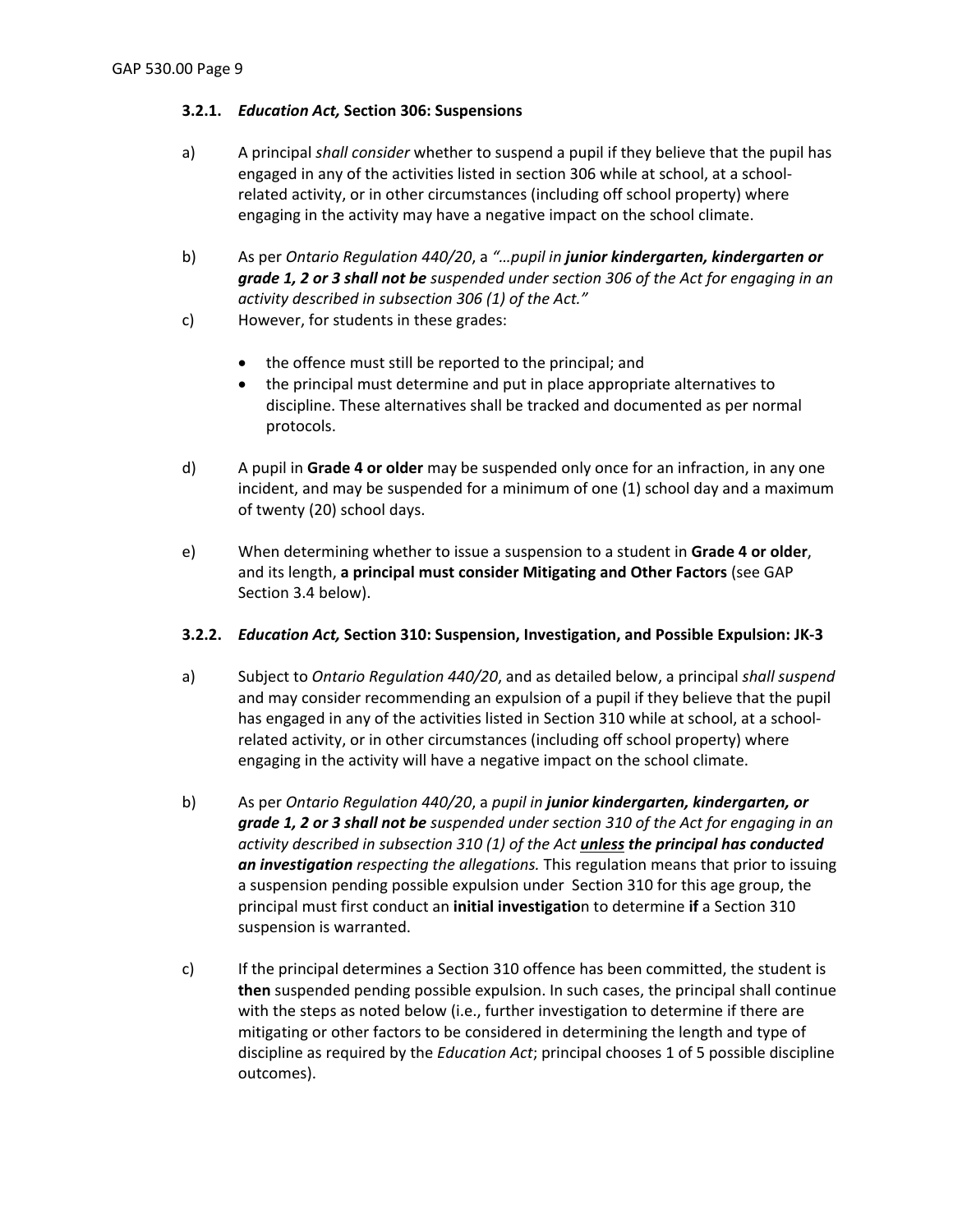### 3.2.1. *Education Act,* Section 306: Suspensions

a) A principal *shall consider* whether to suspend a pupil if they believe that the pupil has engaged in any of the activities listed in section 306 while at school, at a school-related activity, or in other circumstances (including off school property) where engaging in the activity may have a negative impact on the school climate.

b) As per *Ontario Regulation 440/20*, a *"…pupil in **junior kindergarten, kindergarten or grade 1, 2 or 3 shall not be** suspended under section 306 of the Act for engaging in an activity described in subsection 306 (1) of the Act."*

c) However, for students in these grades:

- the offence must still be reported to the principal; and
- the principal must determine and put in place appropriate alternatives to discipline. These alternatives shall be tracked and documented as per normal protocols.

d) A pupil in **Grade 4 or older** may be suspended only once for an infraction, in any one incident, and may be suspended for a minimum of one (1) school day and a maximum of twenty (20) school days.

e) When determining whether to issue a suspension to a student in **Grade 4 or older**, and its length, **a principal must consider Mitigating and Other Factors** (see GAP Section 3.4 below).

### 3.2.2. *Education Act,* Section 310: Suspension, Investigation, and Possible Expulsion: JK-3

a) Subject to *Ontario Regulation 440/20*, and as detailed below, a principal *shall suspend* and may consider recommending an expulsion of a pupil if they believe that the pupil has engaged in any of the activities listed in Section 310 while at school, at a school-related activity, or in other circumstances (including off school property) where engaging in the activity will have a negative impact on the school climate.

b) As per *Ontario Regulation 440/20*, a *pupil in **junior kindergarten, kindergarten, or grade 1, 2 or 3 shall not be** suspended under section 310 of the Act for engaging in an activity described in subsection 310 (1) of the Act **<u>unless</u> the principal has conducted an investigation** respecting the allegations.* This regulation means that prior to issuing a suspension pending possible expulsion under Section 310 for this age group, the principal must first conduct an **initial investigatio**n to determine **if** a Section 310 suspension is warranted.

c) If the principal determines a Section 310 offence has been committed, the student is **then** suspended pending possible expulsion. In such cases, the principal shall continue with the steps as noted below (i.e., further investigation to determine if there are mitigating or other factors to be considered in determining the length and type of discipline as required by the *Education Act*; principal chooses 1 of 5 possible discipline outcomes).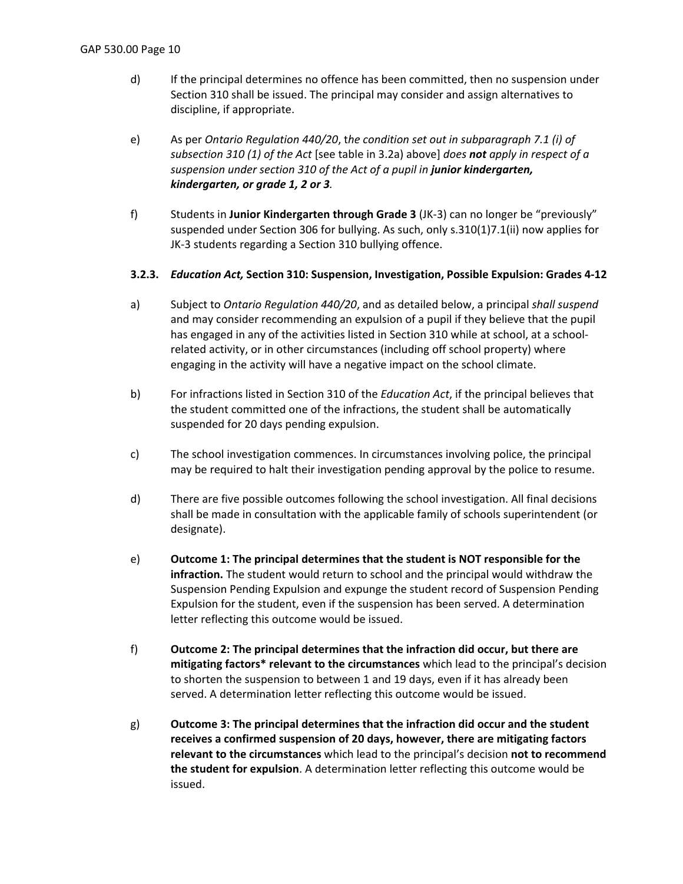d) If the principal determines no offence has been committed, then no suspension under Section 310 shall be issued. The principal may consider and assign alternatives to discipline, if appropriate.

e) As per *Ontario Regulation 440/20*, t*he condition set out in subparagraph 7.1 (i) of subsection 310 (1) of the Act* [see table in 3.2a) above] *does **not** apply in respect of a suspension under section 310 of the Act of a pupil in **junior kindergarten, kindergarten, or grade 1, 2 or 3**.*

f) Students in **Junior Kindergarten through Grade 3** (JK-3) can no longer be "previously" suspended under Section 306 for bullying. As such, only s.310(1)7.1(ii) now applies for JK-3 students regarding a Section 310 bullying offence.

### 3.2.3. *Education Act,* Section 310: Suspension, Investigation, Possible Expulsion: Grades 4-12

a) Subject to *Ontario Regulation 440/20*, and as detailed below, a principal *shall suspend* and may consider recommending an expulsion of a pupil if they believe that the pupil has engaged in any of the activities listed in Section 310 while at school, at a school-related activity, or in other circumstances (including off school property) where engaging in the activity will have a negative impact on the school climate.

b) For infractions listed in Section 310 of the *Education Act*, if the principal believes that the student committed one of the infractions, the student shall be automatically suspended for 20 days pending expulsion.

c) The school investigation commences. In circumstances involving police, the principal may be required to halt their investigation pending approval by the police to resume.

d) There are five possible outcomes following the school investigation. All final decisions shall be made in consultation with the applicable family of schools superintendent (or designate).

e) **Outcome 1: The principal determines that the student is NOT responsible for the infraction.** The student would return to school and the principal would withdraw the Suspension Pending Expulsion and expunge the student record of Suspension Pending Expulsion for the student, even if the suspension has been served. A determination letter reflecting this outcome would be issued.

f) **Outcome 2: The principal determines that the infraction did occur, but there are mitigating factors* relevant to the circumstances** which lead to the principal's decision to shorten the suspension to between 1 and 19 days, even if it has already been served. A determination letter reflecting this outcome would be issued.

g) **Outcome 3: The principal determines that the infraction did occur and the student receives a confirmed suspension of 20 days, however, there are mitigating factors relevant to the circumstances** which lead to the principal's decision **not to recommend the student for expulsion**. A determination letter reflecting this outcome would be issued.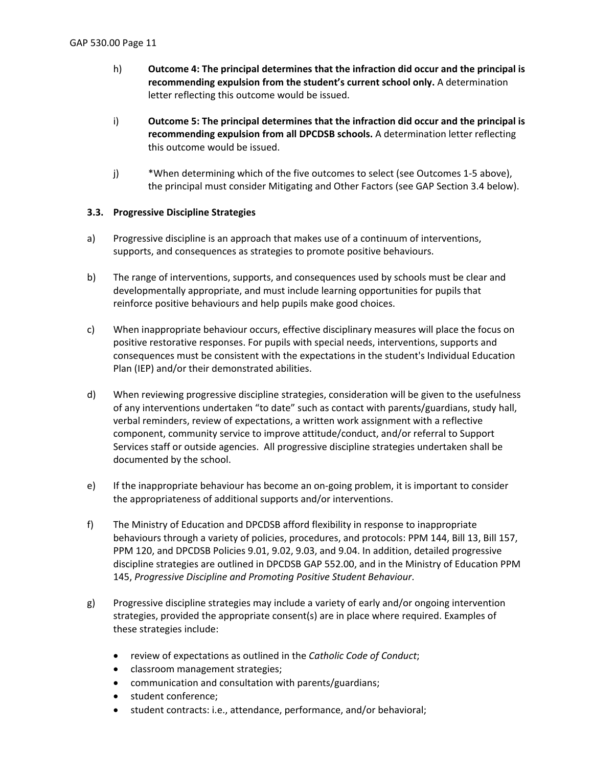h) **Outcome 4: The principal determines that the infraction did occur and the principal is recommending expulsion from the student's current school only.** A determination letter reflecting this outcome would be issued.

i) **Outcome 5: The principal determines that the infraction did occur and the principal is recommending expulsion from all DPCDSB schools.** A determination letter reflecting this outcome would be issued.

j) *When determining which of the five outcomes to select (see Outcomes 1-5 above), the principal must consider Mitigating and Other Factors (see GAP Section 3.4 below).

### 3.3. Progressive Discipline Strategies

a) Progressive discipline is an approach that makes use of a continuum of interventions, supports, and consequences as strategies to promote positive behaviours.

b) The range of interventions, supports, and consequences used by schools must be clear and developmentally appropriate, and must include learning opportunities for pupils that reinforce positive behaviours and help pupils make good choices.

c) When inappropriate behaviour occurs, effective disciplinary measures will place the focus on positive restorative responses. For pupils with special needs, interventions, supports and consequences must be consistent with the expectations in the student's Individual Education Plan (IEP) and/or their demonstrated abilities.

d) When reviewing progressive discipline strategies, consideration will be given to the usefulness of any interventions undertaken "to date" such as contact with parents/guardians, study hall, verbal reminders, review of expectations, a written work assignment with a reflective component, community service to improve attitude/conduct, and/or referral to Support Services staff or outside agencies. All progressive discipline strategies undertaken shall be documented by the school.

e) If the inappropriate behaviour has become an on-going problem, it is important to consider the appropriateness of additional supports and/or interventions.

f) The Ministry of Education and DPCDSB afford flexibility in response to inappropriate behaviours through a variety of policies, procedures, and protocols: PPM 144, Bill 13, Bill 157, PPM 120, and DPCDSB Policies 9.01, 9.02, 9.03, and 9.04. In addition, detailed progressive discipline strategies are outlined in DPCDSB GAP 552.00, and in the Ministry of Education PPM 145, *Progressive Discipline and Promoting Positive Student Behaviour*.

g) Progressive discipline strategies may include a variety of early and/or ongoing intervention strategies, provided the appropriate consent(s) are in place where required. Examples of these strategies include:

- review of expectations as outlined in the *Catholic Code of Conduct*;
- classroom management strategies;
- communication and consultation with parents/guardians;
- student conference;
- student contracts: i.e., attendance, performance, and/or behavioral;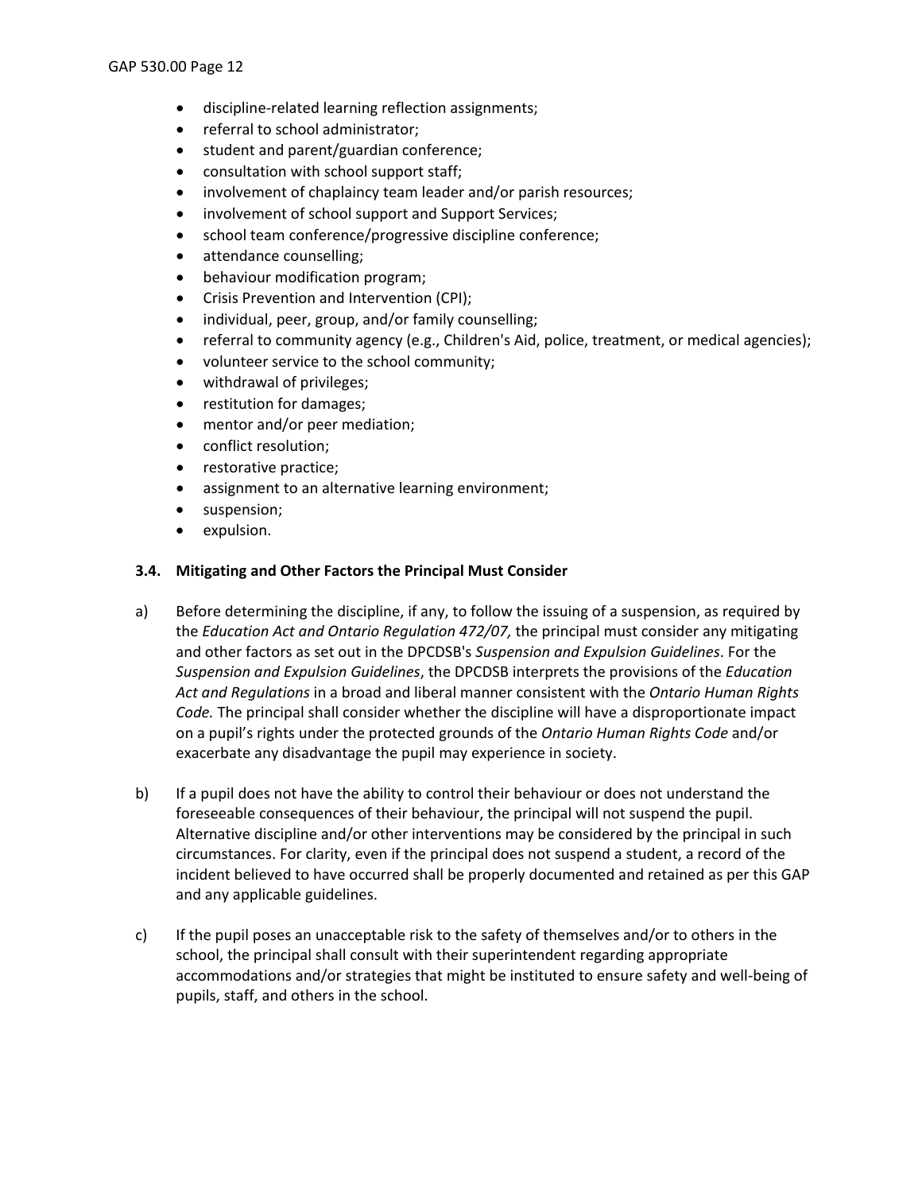- discipline-related learning reflection assignments;
- referral to school administrator;
- student and parent/guardian conference;
- consultation with school support staff;
- involvement of chaplaincy team leader and/or parish resources;
- involvement of school support and Support Services;
- school team conference/progressive discipline conference;
- attendance counselling;
- behaviour modification program;
- Crisis Prevention and Intervention (CPI);
- individual, peer, group, and/or family counselling;
- referral to community agency (e.g., Children's Aid, police, treatment, or medical agencies);
- volunteer service to the school community;
- withdrawal of privileges;
- restitution for damages;
- mentor and/or peer mediation;
- conflict resolution;
- restorative practice;
- assignment to an alternative learning environment;
- suspension;
- expulsion.

### 3.4. Mitigating and Other Factors the Principal Must Consider

a) Before determining the discipline, if any, to follow the issuing of a suspension, as required by the *Education Act and Ontario Regulation 472/07,* the principal must consider any mitigating and other factors as set out in the DPCDSB's *Suspension and Expulsion Guidelines*. For the *Suspension and Expulsion Guidelines*, the DPCDSB interprets the provisions of the *Education Act and Regulations* in a broad and liberal manner consistent with the *Ontario Human Rights Code.* The principal shall consider whether the discipline will have a disproportionate impact on a pupil's rights under the protected grounds of the *Ontario Human Rights Code* and/or exacerbate any disadvantage the pupil may experience in society.

b) If a pupil does not have the ability to control their behaviour or does not understand the foreseeable consequences of their behaviour, the principal will not suspend the pupil. Alternative discipline and/or other interventions may be considered by the principal in such circumstances. For clarity, even if the principal does not suspend a student, a record of the incident believed to have occurred shall be properly documented and retained as per this GAP and any applicable guidelines.

c) If the pupil poses an unacceptable risk to the safety of themselves and/or to others in the school, the principal shall consult with their superintendent regarding appropriate accommodations and/or strategies that might be instituted to ensure safety and well-being of pupils, staff, and others in the school.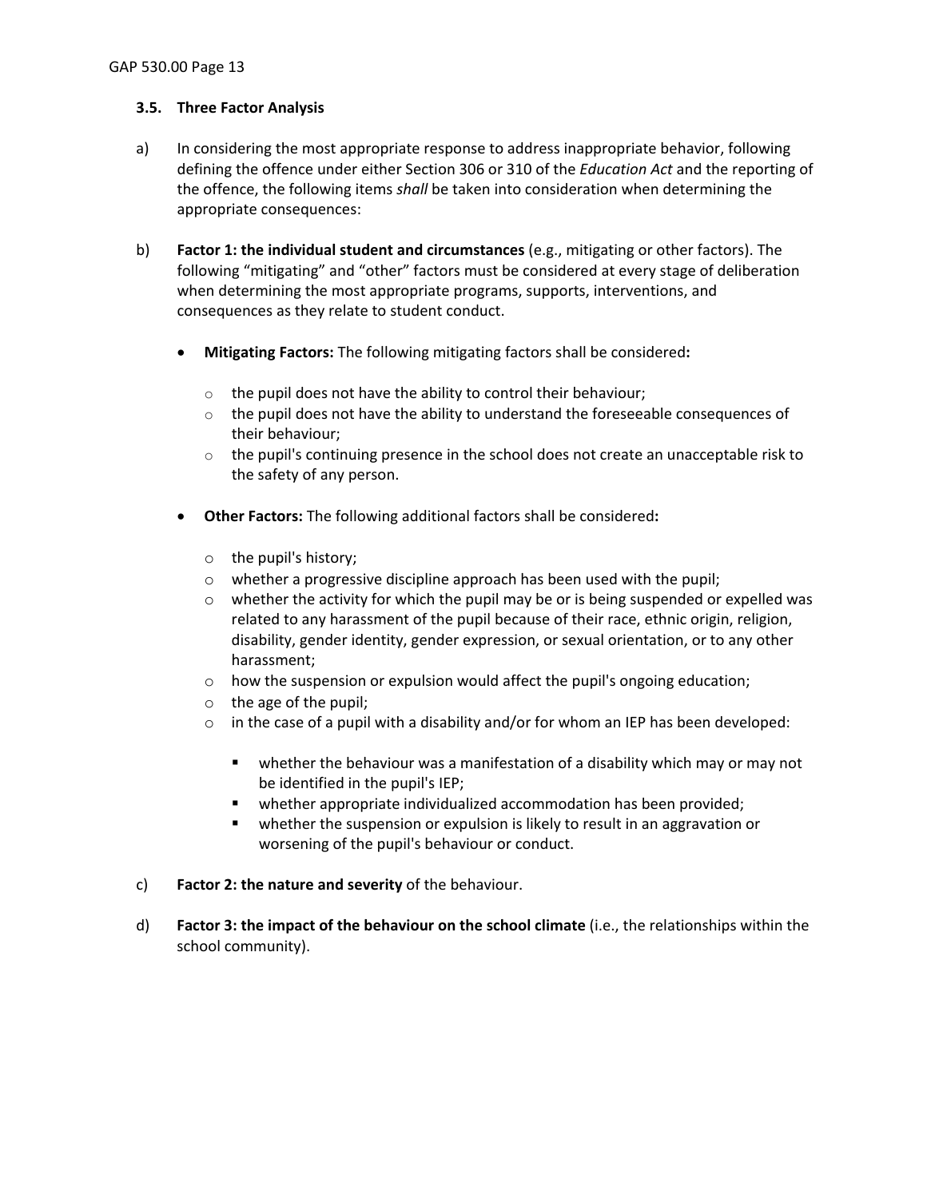### 3.5. Three Factor Analysis

a) In considering the most appropriate response to address inappropriate behavior, following defining the offence under either Section 306 or 310 of the *Education Act* and the reporting of the offence, the following items *shall* be taken into consideration when determining the appropriate consequences:

b) **Factor 1: the individual student and circumstances** (e.g., mitigating or other factors). The following "mitigating" and "other" factors must be considered at every stage of deliberation when determining the most appropriate programs, supports, interventions, and consequences as they relate to student conduct.

- **Mitigating Factors:** The following mitigating factors shall be considered**:**
    - the pupil does not have the ability to control their behaviour;
    - the pupil does not have the ability to understand the foreseeable consequences of their behaviour;
    - the pupil's continuing presence in the school does not create an unacceptable risk to the safety of any person.

- **Other Factors:** The following additional factors shall be considered**:**
    - the pupil's history;
    - whether a progressive discipline approach has been used with the pupil;
    - whether the activity for which the pupil may be or is being suspended or expelled was related to any harassment of the pupil because of their race, ethnic origin, religion, disability, gender identity, gender expression, or sexual orientation, or to any other harassment;
    - how the suspension or expulsion would affect the pupil's ongoing education;
    - the age of the pupil;
    - in the case of a pupil with a disability and/or for whom an IEP has been developed:
        - whether the behaviour was a manifestation of a disability which may or may not be identified in the pupil's IEP;
        - whether appropriate individualized accommodation has been provided;
        - whether the suspension or expulsion is likely to result in an aggravation or worsening of the pupil's behaviour or conduct.

c) **Factor 2: the nature and severity** of the behaviour.

d) **Factor 3: the impact of the behaviour on the school climate** (i.e., the relationships within the school community).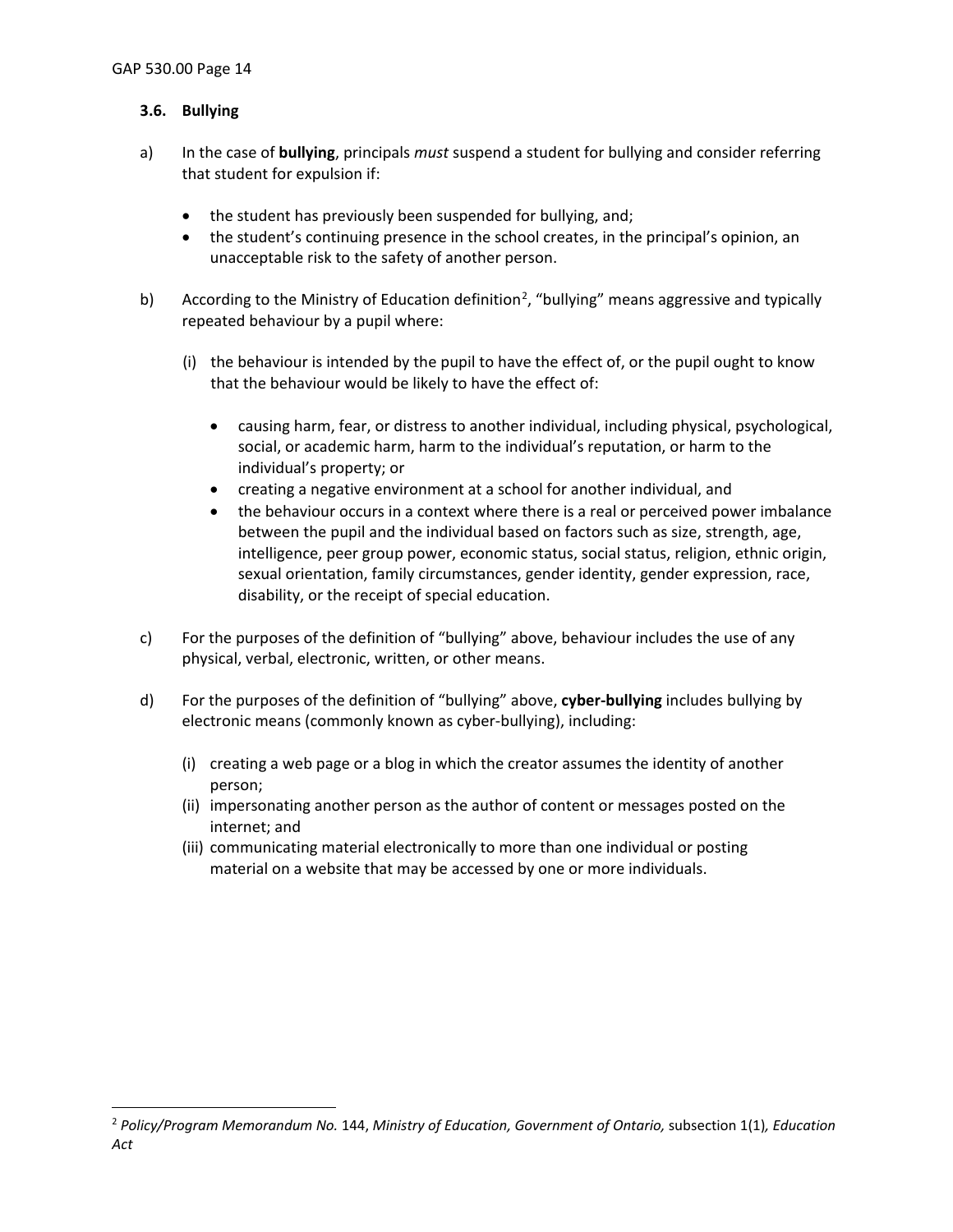### 3.6. Bullying

a) In the case of **bullying**, principals *must* suspend a student for bullying and consider referring that student for expulsion if:

- the student has previously been suspended for bullying, and;
- the student's continuing presence in the school creates, in the principal's opinion, an unacceptable risk to the safety of another person.

b) According to the Ministry of Education definition[2], "bullying" means aggressive and typically repeated behaviour by a pupil where:

(i) the behaviour is intended by the pupil to have the effect of, or the pupil ought to know that the behaviour would be likely to have the effect of:

- causing harm, fear, or distress to another individual, including physical, psychological, social, or academic harm, harm to the individual's reputation, or harm to the individual's property; or
- creating a negative environment at a school for another individual, and
- the behaviour occurs in a context where there is a real or perceived power imbalance between the pupil and the individual based on factors such as size, strength, age, intelligence, peer group power, economic status, social status, religion, ethnic origin, sexual orientation, family circumstances, gender identity, gender expression, race, disability, or the receipt of special education.

c) For the purposes of the definition of "bullying" above, behaviour includes the use of any physical, verbal, electronic, written, or other means.

d) For the purposes of the definition of "bullying" above, **cyber-bullying** includes bullying by electronic means (commonly known as cyber-bullying), including:

(i) creating a web page or a blog in which the creator assumes the identity of another person;
(ii) impersonating another person as the author of content or messages posted on the internet; and
(iii) communicating material electronically to more than one individual or posting material on a website that may be accessed by one or more individuals.

---

[2] *Policy/Program Memorandum No.* 144, *Ministry of Education, Government of Ontario,* subsection 1(1)*, Education Act*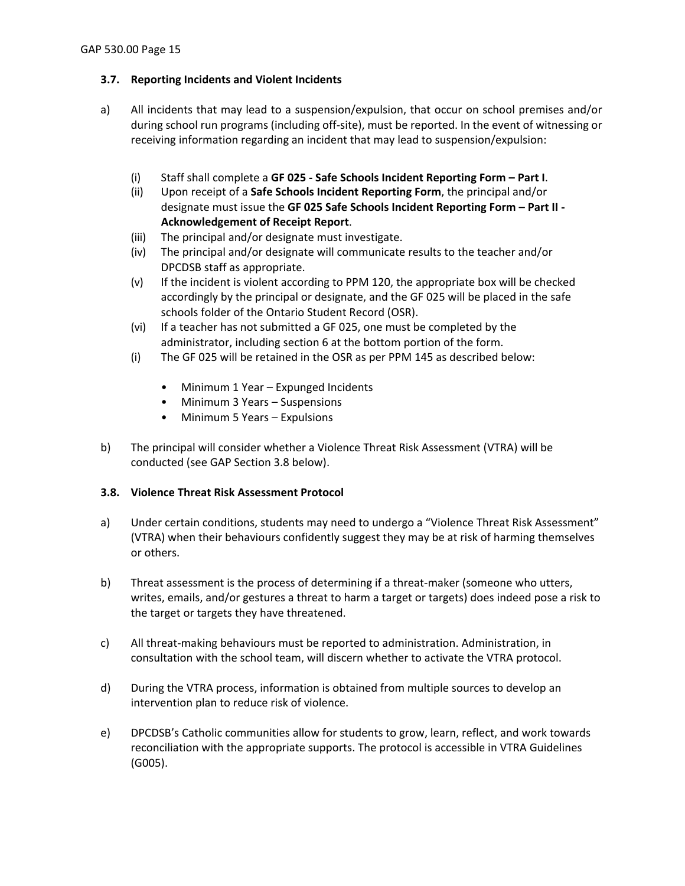### 3.7. Reporting Incidents and Violent Incidents

a) All incidents that may lead to a suspension/expulsion, that occur on school premises and/or during school run programs (including off-site), must be reported. In the event of witnessing or receiving information regarding an incident that may lead to suspension/expulsion:

   (i) Staff shall complete a **GF 025 - Safe Schools Incident Reporting Form – Part I**.
   (ii) Upon receipt of a **Safe Schools Incident Reporting Form**, the principal and/or designate must issue the **GF 025 Safe Schools Incident Reporting Form – Part II - Acknowledgement of Receipt Report**.
   (iii) The principal and/or designate must investigate.
   (iv) The principal and/or designate will communicate results to the teacher and/or DPCDSB staff as appropriate.
   (v) If the incident is violent according to PPM 120, the appropriate box will be checked accordingly by the principal or designate, and the GF 025 will be placed in the safe schools folder of the Ontario Student Record (OSR).
   (vi) If a teacher has not submitted a GF 025, one must be completed by the administrator, including section 6 at the bottom portion of the form.
   (i) The GF 025 will be retained in the OSR as per PPM 145 as described below:

   - Minimum 1 Year – Expunged Incidents
   - Minimum 3 Years – Suspensions
   - Minimum 5 Years – Expulsions

b) The principal will consider whether a Violence Threat Risk Assessment (VTRA) will be conducted (see GAP Section 3.8 below).

### 3.8. Violence Threat Risk Assessment Protocol

a) Under certain conditions, students may need to undergo a "Violence Threat Risk Assessment" (VTRA) when their behaviours confidently suggest they may be at risk of harming themselves or others.

b) Threat assessment is the process of determining if a threat-maker (someone who utters, writes, emails, and/or gestures a threat to harm a target or targets) does indeed pose a risk to the target or targets they have threatened.

c) All threat-making behaviours must be reported to administration. Administration, in consultation with the school team, will discern whether to activate the VTRA protocol.

d) During the VTRA process, information is obtained from multiple sources to develop an intervention plan to reduce risk of violence.

e) DPCDSB's Catholic communities allow for students to grow, learn, reflect, and work towards reconciliation with the appropriate supports. The protocol is accessible in VTRA Guidelines (G005).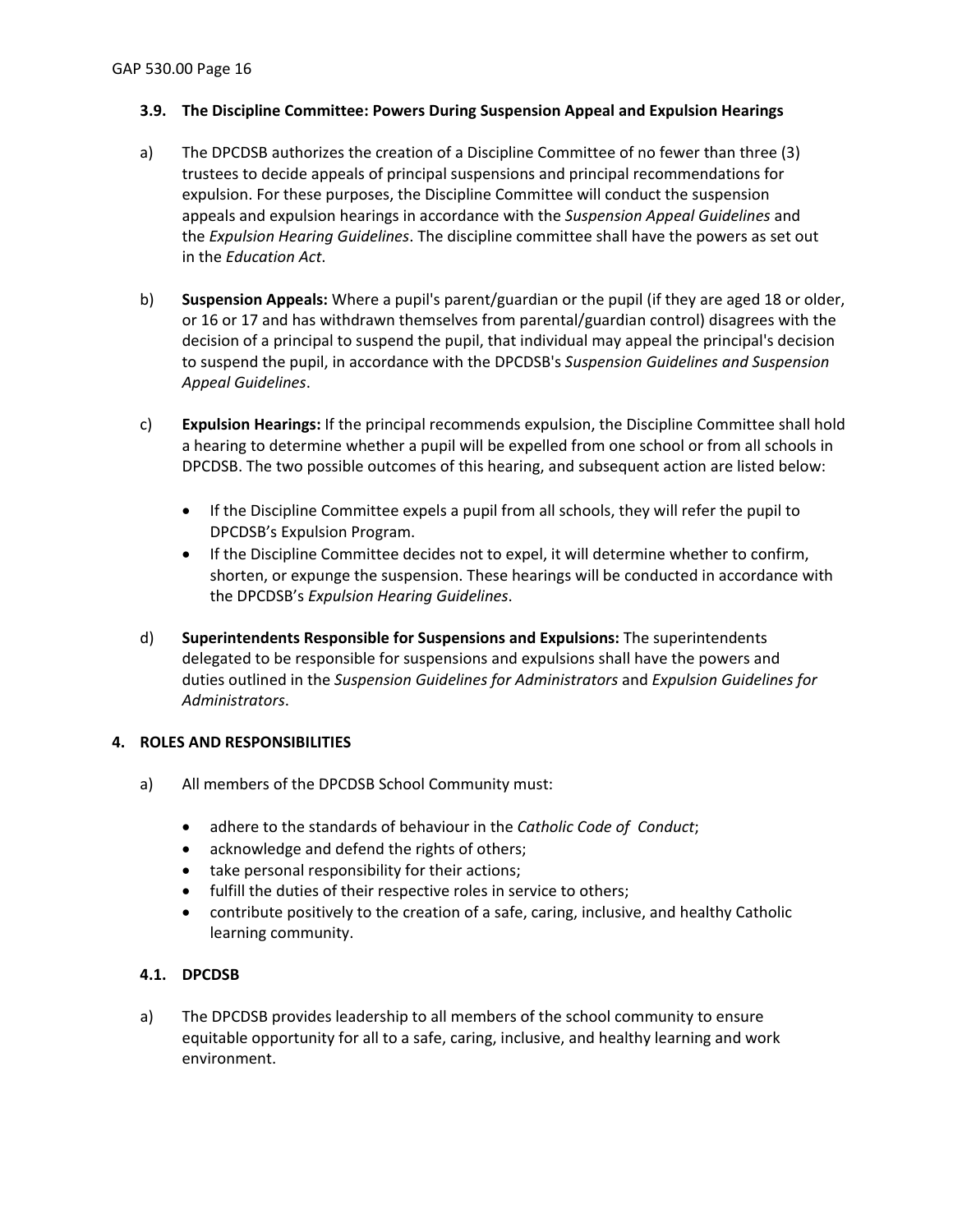### 3.9. The Discipline Committee: Powers During Suspension Appeal and Expulsion Hearings

a) The DPCDSB authorizes the creation of a Discipline Committee of no fewer than three (3) trustees to decide appeals of principal suspensions and principal recommendations for expulsion. For these purposes, the Discipline Committee will conduct the suspension appeals and expulsion hearings in accordance with the *Suspension Appeal Guidelines* and the *Expulsion Hearing Guidelines*. The discipline committee shall have the powers as set out in the *Education Act*.

b) **Suspension Appeals:** Where a pupil's parent/guardian or the pupil (if they are aged 18 or older, or 16 or 17 and has withdrawn themselves from parental/guardian control) disagrees with the decision of a principal to suspend the pupil, that individual may appeal the principal's decision to suspend the pupil, in accordance with the DPCDSB's *Suspension Guidelines and Suspension Appeal Guidelines*.

c) **Expulsion Hearings:** If the principal recommends expulsion, the Discipline Committee shall hold a hearing to determine whether a pupil will be expelled from one school or from all schools in DPCDSB. The two possible outcomes of this hearing, and subsequent action are listed below:

- If the Discipline Committee expels a pupil from all schools, they will refer the pupil to DPCDSB's Expulsion Program.
- If the Discipline Committee decides not to expel, it will determine whether to confirm, shorten, or expunge the suspension. These hearings will be conducted in accordance with the DPCDSB's *Expulsion Hearing Guidelines*.

d) **Superintendents Responsible for Suspensions and Expulsions:** The superintendents delegated to be responsible for suspensions and expulsions shall have the powers and duties outlined in the *Suspension Guidelines for Administrators* and *Expulsion Guidelines for Administrators*.

## 4. ROLES AND RESPONSIBILITIES

a) All members of the DPCDSB School Community must:

- adhere to the standards of behaviour in the *Catholic Code of Conduct*;
- acknowledge and defend the rights of others;
- take personal responsibility for their actions;
- fulfill the duties of their respective roles in service to others;
- contribute positively to the creation of a safe, caring, inclusive, and healthy Catholic learning community.

### 4.1. DPCDSB

a) The DPCDSB provides leadership to all members of the school community to ensure equitable opportunity for all to a safe, caring, inclusive, and healthy learning and work environment.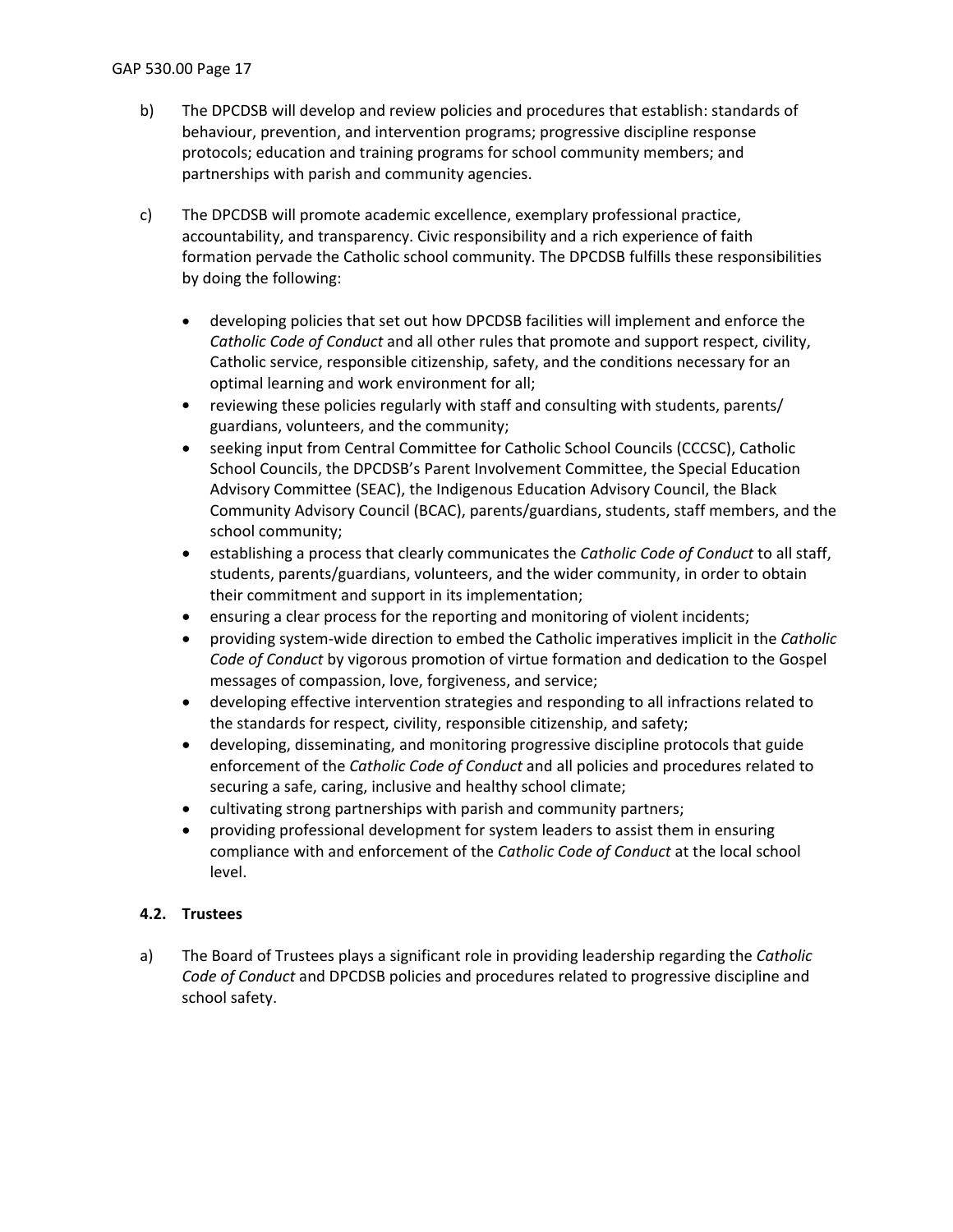b) The DPCDSB will develop and review policies and procedures that establish: standards of behaviour, prevention, and intervention programs; progressive discipline response protocols; education and training programs for school community members; and partnerships with parish and community agencies.

c) The DPCDSB will promote academic excellence, exemplary professional practice, accountability, and transparency. Civic responsibility and a rich experience of faith formation pervade the Catholic school community. The DPCDSB fulfills these responsibilities by doing the following:

- developing policies that set out how DPCDSB facilities will implement and enforce the *Catholic Code of Conduct* and all other rules that promote and support respect, civility, Catholic service, responsible citizenship, safety, and the conditions necessary for an optimal learning and work environment for all;
- reviewing these policies regularly with staff and consulting with students, parents/ guardians, volunteers, and the community;
- seeking input from Central Committee for Catholic School Councils (CCCSC), Catholic School Councils, the DPCDSB's Parent Involvement Committee, the Special Education Advisory Committee (SEAC), the Indigenous Education Advisory Council, the Black Community Advisory Council (BCAC), parents/guardians, students, staff members, and the school community;
- establishing a process that clearly communicates the *Catholic Code of Conduct* to all staff, students, parents/guardians, volunteers, and the wider community, in order to obtain their commitment and support in its implementation;
- ensuring a clear process for the reporting and monitoring of violent incidents;
- providing system-wide direction to embed the Catholic imperatives implicit in the *Catholic Code of Conduct* by vigorous promotion of virtue formation and dedication to the Gospel messages of compassion, love, forgiveness, and service;
- developing effective intervention strategies and responding to all infractions related to the standards for respect, civility, responsible citizenship, and safety;
- developing, disseminating, and monitoring progressive discipline protocols that guide enforcement of the *Catholic Code of Conduct* and all policies and procedures related to securing a safe, caring, inclusive and healthy school climate;
- cultivating strong partnerships with parish and community partners;
- providing professional development for system leaders to assist them in ensuring compliance with and enforcement of the *Catholic Code of Conduct* at the local school level.

### 4.2. Trustees

a) The Board of Trustees plays a significant role in providing leadership regarding the *Catholic Code of Conduct* and DPCDSB policies and procedures related to progressive discipline and school safety.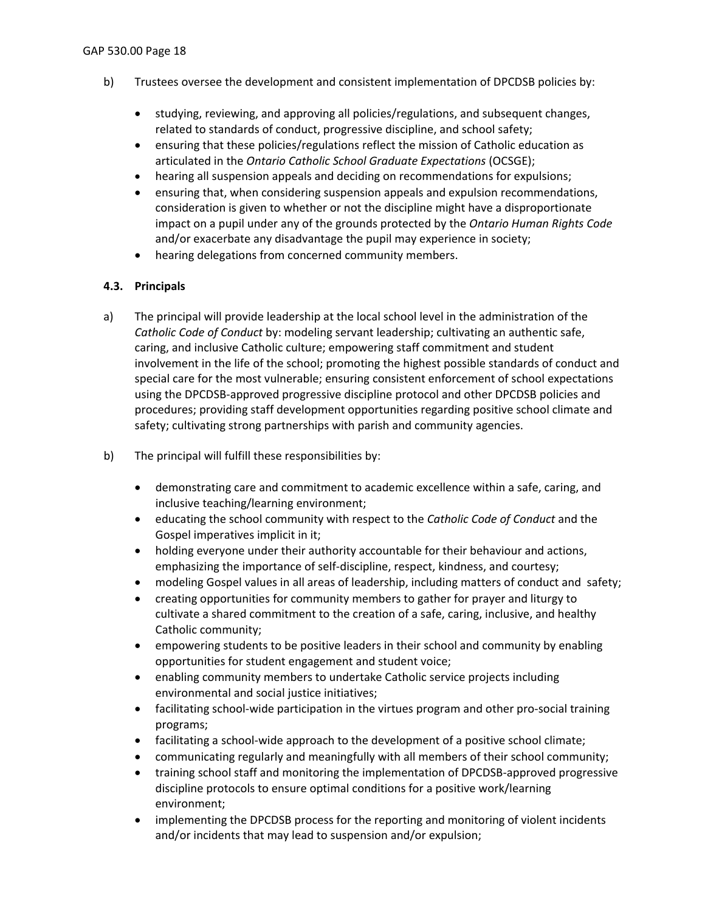b) Trustees oversee the development and consistent implementation of DPCDSB policies by:

- studying, reviewing, and approving all policies/regulations, and subsequent changes, related to standards of conduct, progressive discipline, and school safety;
- ensuring that these policies/regulations reflect the mission of Catholic education as articulated in the *Ontario Catholic School Graduate Expectations* (OCSGE);
- hearing all suspension appeals and deciding on recommendations for expulsions;
- ensuring that, when considering suspension appeals and expulsion recommendations, consideration is given to whether or not the discipline might have a disproportionate impact on a pupil under any of the grounds protected by the *Ontario Human Rights Code* and/or exacerbate any disadvantage the pupil may experience in society;
- hearing delegations from concerned community members.

**4.3. Principals**

a) The principal will provide leadership at the local school level in the administration of the *Catholic Code of Conduct* by: modeling servant leadership; cultivating an authentic safe, caring, and inclusive Catholic culture; empowering staff commitment and student involvement in the life of the school; promoting the highest possible standards of conduct and special care for the most vulnerable; ensuring consistent enforcement of school expectations using the DPCDSB-approved progressive discipline protocol and other DPCDSB policies and procedures; providing staff development opportunities regarding positive school climate and safety; cultivating strong partnerships with parish and community agencies.

b) The principal will fulfill these responsibilities by:

- demonstrating care and commitment to academic excellence within a safe, caring, and inclusive teaching/learning environment;
- educating the school community with respect to the *Catholic Code of Conduct* and the Gospel imperatives implicit in it;
- holding everyone under their authority accountable for their behaviour and actions, emphasizing the importance of self-discipline, respect, kindness, and courtesy;
- modeling Gospel values in all areas of leadership, including matters of conduct and safety;
- creating opportunities for community members to gather for prayer and liturgy to cultivate a shared commitment to the creation of a safe, caring, inclusive, and healthy Catholic community;
- empowering students to be positive leaders in their school and community by enabling opportunities for student engagement and student voice;
- enabling community members to undertake Catholic service projects including environmental and social justice initiatives;
- facilitating school-wide participation in the virtues program and other pro-social training programs;
- facilitating a school-wide approach to the development of a positive school climate;
- communicating regularly and meaningfully with all members of their school community;
- training school staff and monitoring the implementation of DPCDSB-approved progressive discipline protocols to ensure optimal conditions for a positive work/learning environment;
- implementing the DPCDSB process for the reporting and monitoring of violent incidents and/or incidents that may lead to suspension and/or expulsion;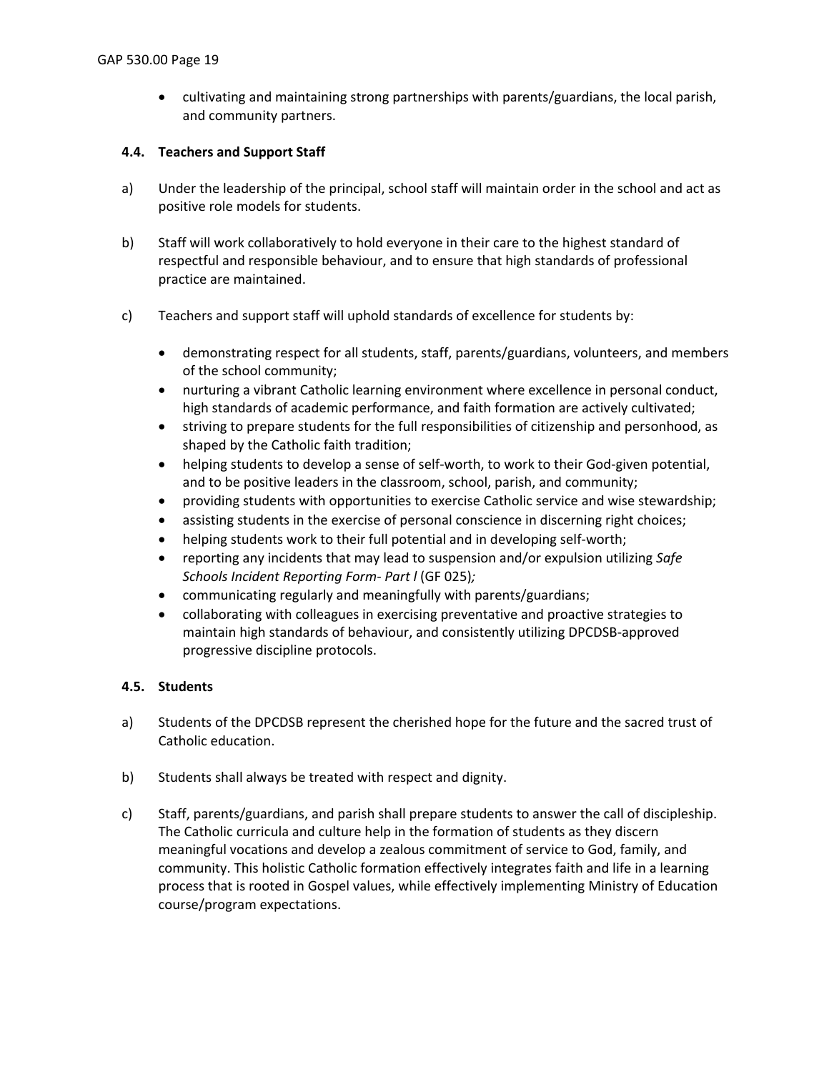- cultivating and maintaining strong partnerships with parents/guardians, the local parish, and community partners.

### 4.4. Teachers and Support Staff

a) Under the leadership of the principal, school staff will maintain order in the school and act as positive role models for students.

b) Staff will work collaboratively to hold everyone in their care to the highest standard of respectful and responsible behaviour, and to ensure that high standards of professional practice are maintained.

c) Teachers and support staff will uphold standards of excellence for students by:

- demonstrating respect for all students, staff, parents/guardians, volunteers, and members of the school community;
- nurturing a vibrant Catholic learning environment where excellence in personal conduct, high standards of academic performance, and faith formation are actively cultivated;
- striving to prepare students for the full responsibilities of citizenship and personhood, as shaped by the Catholic faith tradition;
- helping students to develop a sense of self-worth, to work to their God-given potential, and to be positive leaders in the classroom, school, parish, and community;
- providing students with opportunities to exercise Catholic service and wise stewardship;
- assisting students in the exercise of personal conscience in discerning right choices;
- helping students work to their full potential and in developing self-worth;
- reporting any incidents that may lead to suspension and/or expulsion utilizing *Safe Schools Incident Reporting Form- Part l* (GF 025)*;*
- communicating regularly and meaningfully with parents/guardians;
- collaborating with colleagues in exercising preventative and proactive strategies to maintain high standards of behaviour, and consistently utilizing DPCDSB-approved progressive discipline protocols.

### 4.5. Students

a) Students of the DPCDSB represent the cherished hope for the future and the sacred trust of Catholic education.

b) Students shall always be treated with respect and dignity.

c) Staff, parents/guardians, and parish shall prepare students to answer the call of discipleship. The Catholic curricula and culture help in the formation of students as they discern meaningful vocations and develop a zealous commitment of service to God, family, and community. This holistic Catholic formation effectively integrates faith and life in a learning process that is rooted in Gospel values, while effectively implementing Ministry of Education course/program expectations.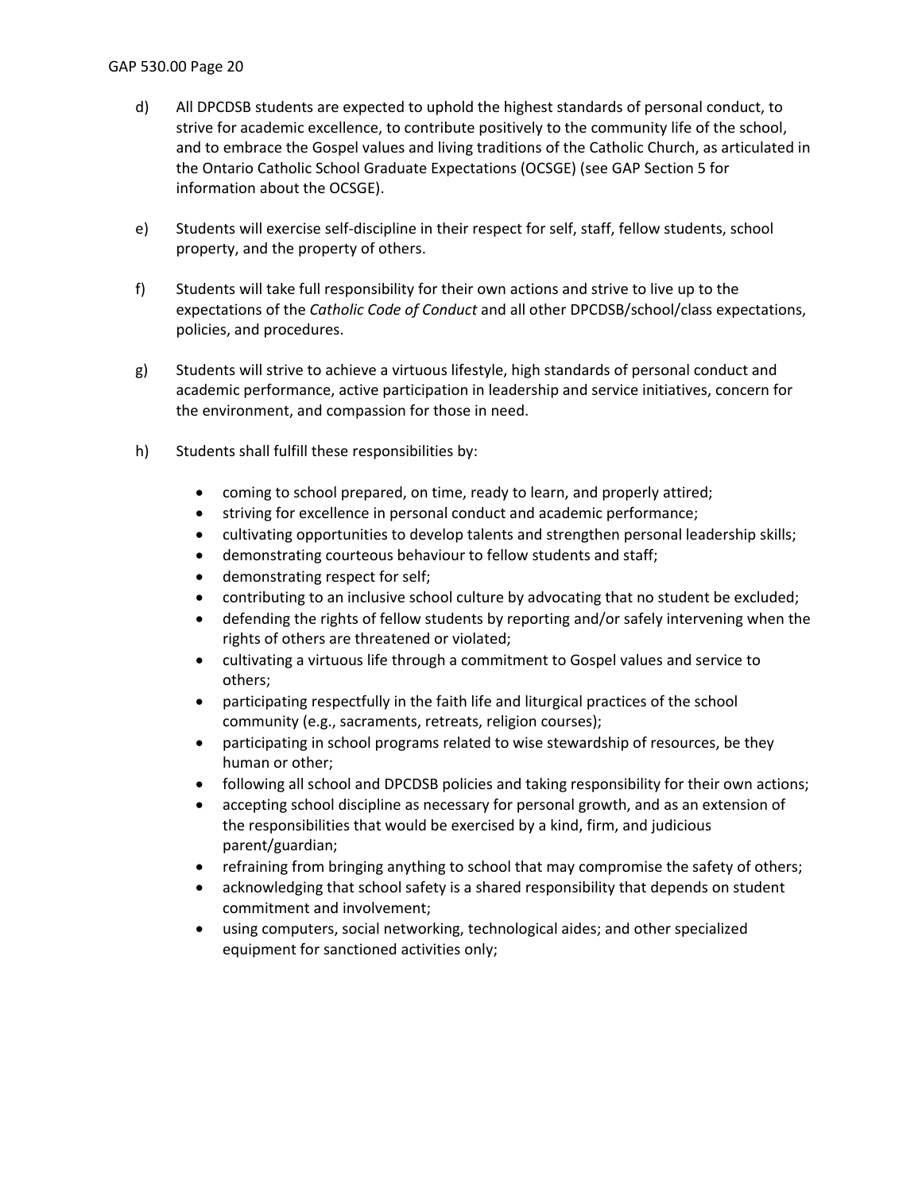d) All DPCDSB students are expected to uphold the highest standards of personal conduct, to strive for academic excellence, to contribute positively to the community life of the school, and to embrace the Gospel values and living traditions of the Catholic Church, as articulated in the Ontario Catholic School Graduate Expectations (OCSGE) (see GAP Section 5 for information about the OCSGE).

e) Students will exercise self-discipline in their respect for self, staff, fellow students, school property, and the property of others.

f) Students will take full responsibility for their own actions and strive to live up to the expectations of the *Catholic Code of Conduct* and all other DPCDSB/school/class expectations, policies, and procedures.

g) Students will strive to achieve a virtuous lifestyle, high standards of personal conduct and academic performance, active participation in leadership and service initiatives, concern for the environment, and compassion for those in need.

h) Students shall fulfill these responsibilities by:

- coming to school prepared, on time, ready to learn, and properly attired;
- striving for excellence in personal conduct and academic performance;
- cultivating opportunities to develop talents and strengthen personal leadership skills;
- demonstrating courteous behaviour to fellow students and staff;
- demonstrating respect for self;
- contributing to an inclusive school culture by advocating that no student be excluded;
- defending the rights of fellow students by reporting and/or safely intervening when the rights of others are threatened or violated;
- cultivating a virtuous life through a commitment to Gospel values and service to others;
- participating respectfully in the faith life and liturgical practices of the school community (e.g., sacraments, retreats, religion courses);
- participating in school programs related to wise stewardship of resources, be they human or other;
- following all school and DPCDSB policies and taking responsibility for their own actions;
- accepting school discipline as necessary for personal growth, and as an extension of the responsibilities that would be exercised by a kind, firm, and judicious parent/guardian;
- refraining from bringing anything to school that may compromise the safety of others;
- acknowledging that school safety is a shared responsibility that depends on student commitment and involvement;
- using computers, social networking, technological aides; and other specialized equipment for sanctioned activities only;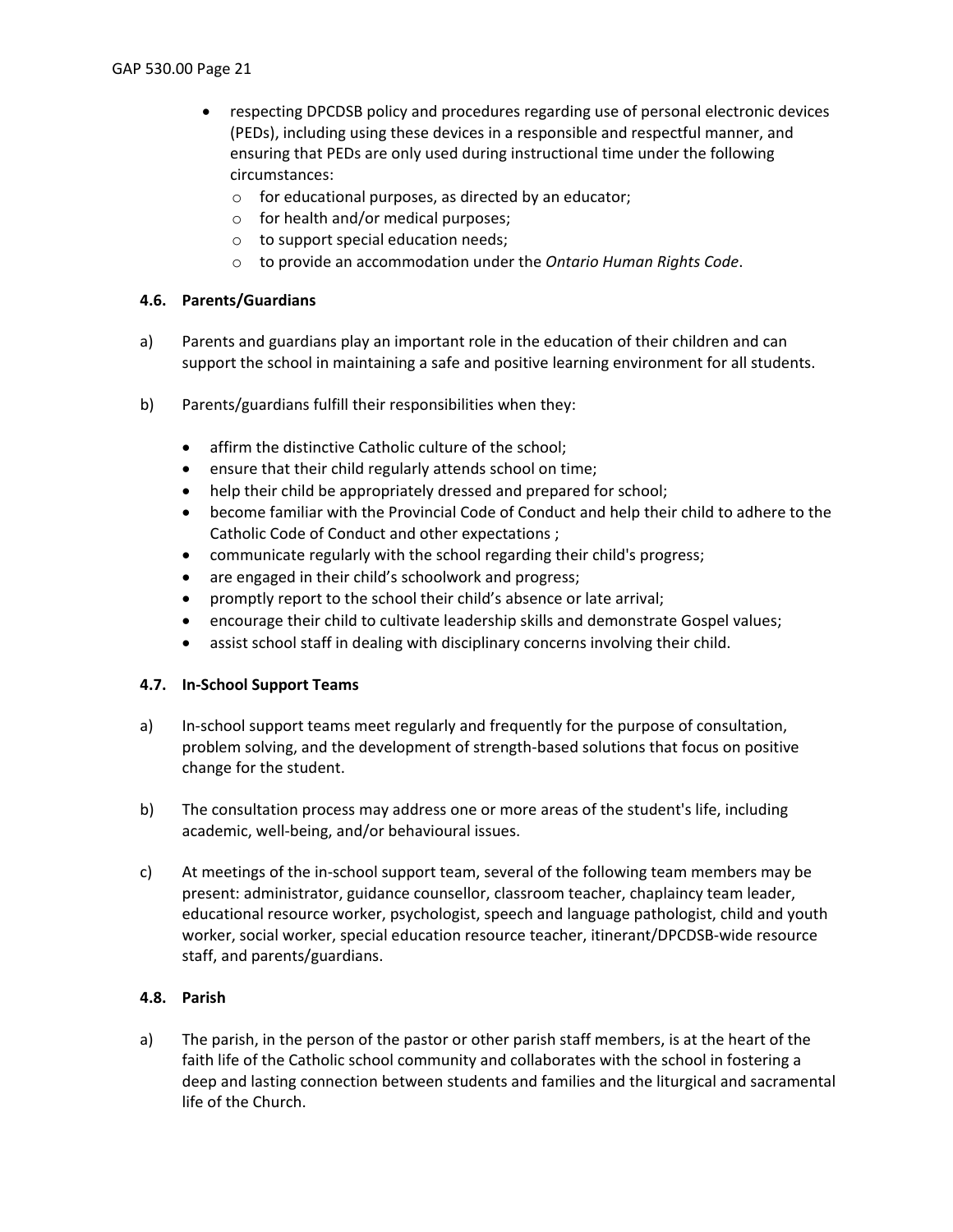- respecting DPCDSB policy and procedures regarding use of personal electronic devices (PEDs), including using these devices in a responsible and respectful manner, and ensuring that PEDs are only used during instructional time under the following circumstances:
  - for educational purposes, as directed by an educator;
  - for health and/or medical purposes;
  - to support special education needs;
  - to provide an accommodation under the *Ontario Human Rights Code*.

#### 4.6. Parents/Guardians

a) Parents and guardians play an important role in the education of their children and can support the school in maintaining a safe and positive learning environment for all students.

b) Parents/guardians fulfill their responsibilities when they:

- affirm the distinctive Catholic culture of the school;
- ensure that their child regularly attends school on time;
- help their child be appropriately dressed and prepared for school;
- become familiar with the Provincial Code of Conduct and help their child to adhere to the Catholic Code of Conduct and other expectations ;
- communicate regularly with the school regarding their child's progress;
- are engaged in their child's schoolwork and progress;
- promptly report to the school their child's absence or late arrival;
- encourage their child to cultivate leadership skills and demonstrate Gospel values;
- assist school staff in dealing with disciplinary concerns involving their child.

#### 4.7. In-School Support Teams

a) In-school support teams meet regularly and frequently for the purpose of consultation, problem solving, and the development of strength-based solutions that focus on positive change for the student.

b) The consultation process may address one or more areas of the student's life, including academic, well-being, and/or behavioural issues.

c) At meetings of the in-school support team, several of the following team members may be present: administrator, guidance counsellor, classroom teacher, chaplaincy team leader, educational resource worker, psychologist, speech and language pathologist, child and youth worker, social worker, special education resource teacher, itinerant/DPCDSB-wide resource staff, and parents/guardians.

#### 4.8. Parish

a) The parish, in the person of the pastor or other parish staff members, is at the heart of the faith life of the Catholic school community and collaborates with the school in fostering a deep and lasting connection between students and families and the liturgical and sacramental life of the Church.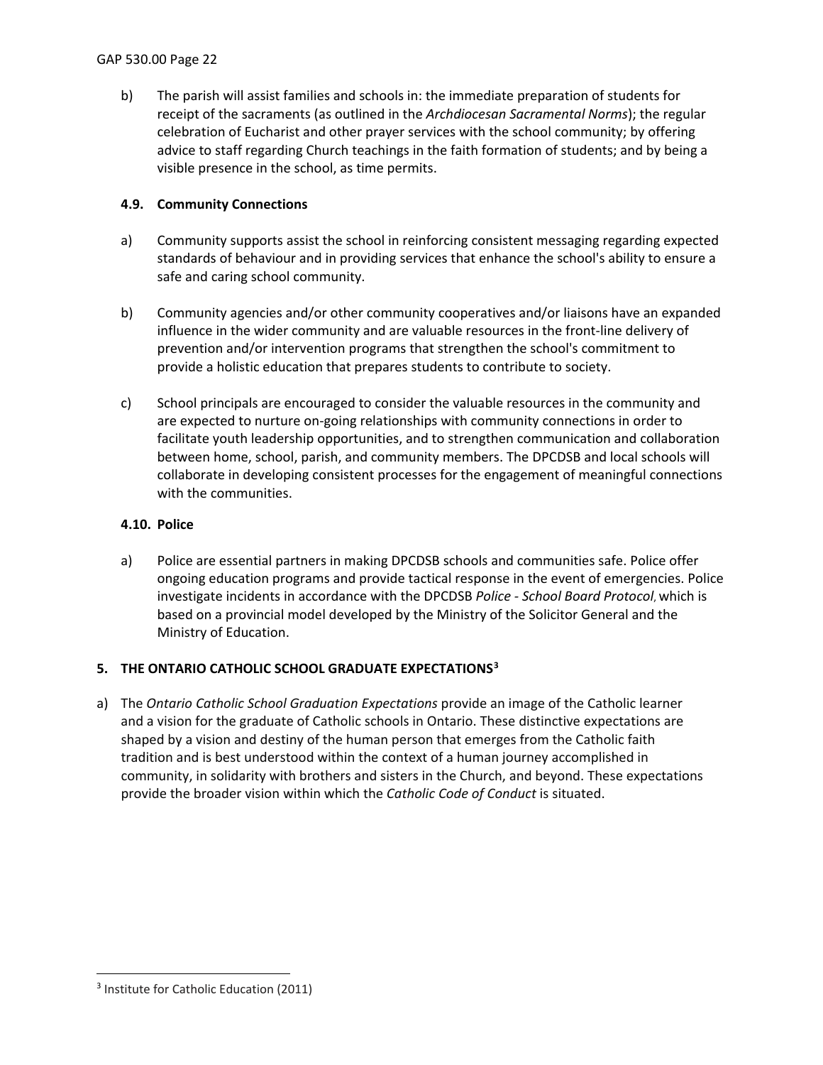b) The parish will assist families and schools in: the immediate preparation of students for receipt of the sacraments (as outlined in the *Archdiocesan Sacramental Norms*); the regular celebration of Eucharist and other prayer services with the school community; by offering advice to staff regarding Church teachings in the faith formation of students; and by being a visible presence in the school, as time permits.

### 4.9. Community Connections

a) Community supports assist the school in reinforcing consistent messaging regarding expected standards of behaviour and in providing services that enhance the school's ability to ensure a safe and caring school community.

b) Community agencies and/or other community cooperatives and/or liaisons have an expanded influence in the wider community and are valuable resources in the front-line delivery of prevention and/or intervention programs that strengthen the school's commitment to provide a holistic education that prepares students to contribute to society.

c) School principals are encouraged to consider the valuable resources in the community and are expected to nurture on-going relationships with community connections in order to facilitate youth leadership opportunities, and to strengthen communication and collaboration between home, school, parish, and community members. The DPCDSB and local schools will collaborate in developing consistent processes for the engagement of meaningful connections with the communities.

### 4.10. Police

a) Police are essential partners in making DPCDSB schools and communities safe. Police offer ongoing education programs and provide tactical response in the event of emergencies. Police investigate incidents in accordance with the DPCDSB *Police - School Board Protocol*, which is based on a provincial model developed by the Ministry of the Solicitor General and the Ministry of Education.

## 5. THE ONTARIO CATHOLIC SCHOOL GRADUATE EXPECTATIONS[3]

a) The *Ontario Catholic School Graduation Expectations* provide an image of the Catholic learner and a vision for the graduate of Catholic schools in Ontario. These distinctive expectations are shaped by a vision and destiny of the human person that emerges from the Catholic faith tradition and is best understood within the context of a human journey accomplished in community, in solidarity with brothers and sisters in the Church, and beyond. These expectations provide the broader vision within which the *Catholic Code of Conduct* is situated.

---

[3] Institute for Catholic Education (2011)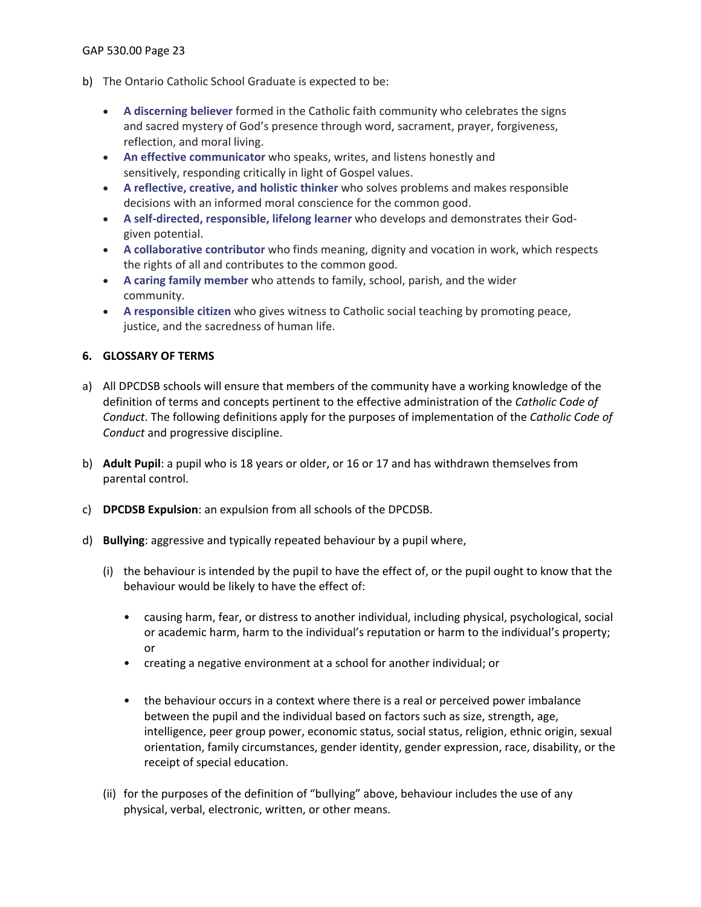b) The Ontario Catholic School Graduate is expected to be:

- **A discerning believer** formed in the Catholic faith community who celebrates the signs and sacred mystery of God's presence through word, sacrament, prayer, forgiveness, reflection, and moral living.
- **An effective communicator** who speaks, writes, and listens honestly and sensitively, responding critically in light of Gospel values.
- **A reflective, creative, and holistic thinker** who solves problems and makes responsible decisions with an informed moral conscience for the common good.
- **A self-directed, responsible, lifelong learner** who develops and demonstrates their God-given potential.
- **A collaborative contributor** who finds meaning, dignity and vocation in work, which respects the rights of all and contributes to the common good.
- **A caring family member** who attends to family, school, parish, and the wider community.
- **A responsible citizen** who gives witness to Catholic social teaching by promoting peace, justice, and the sacredness of human life.

## 6. GLOSSARY OF TERMS

a) All DPCDSB schools will ensure that members of the community have a working knowledge of the definition of terms and concepts pertinent to the effective administration of the *Catholic Code of Conduct*. The following definitions apply for the purposes of implementation of the *Catholic Code of Conduct* and progressive discipline.

b) **Adult Pupil**: a pupil who is 18 years or older, or 16 or 17 and has withdrawn themselves from parental control.

c) **DPCDSB Expulsion**: an expulsion from all schools of the DPCDSB.

d) **Bullying**: aggressive and typically repeated behaviour by a pupil where,

(i) the behaviour is intended by the pupil to have the effect of, or the pupil ought to know that the behaviour would be likely to have the effect of:

- causing harm, fear, or distress to another individual, including physical, psychological, social or academic harm, harm to the individual's reputation or harm to the individual's property; or
- creating a negative environment at a school for another individual; or
- the behaviour occurs in a context where there is a real or perceived power imbalance between the pupil and the individual based on factors such as size, strength, age, intelligence, peer group power, economic status, social status, religion, ethnic origin, sexual orientation, family circumstances, gender identity, gender expression, race, disability, or the receipt of special education.

(ii) for the purposes of the definition of "bullying" above, behaviour includes the use of any physical, verbal, electronic, written, or other means.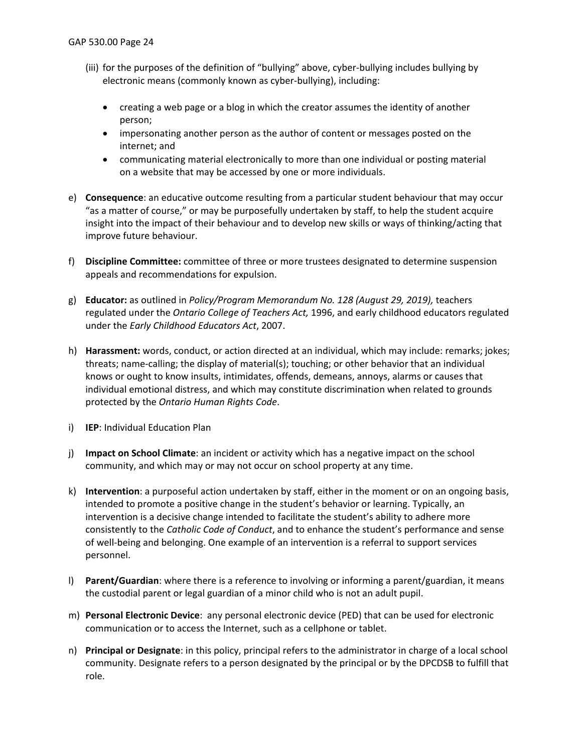(iii) for the purposes of the definition of "bullying" above, cyber-bullying includes bullying by electronic means (commonly known as cyber-bullying), including:

- creating a web page or a blog in which the creator assumes the identity of another person;
- impersonating another person as the author of content or messages posted on the internet; and
- communicating material electronically to more than one individual or posting material on a website that may be accessed by one or more individuals.

e) **Consequence**: an educative outcome resulting from a particular student behaviour that may occur "as a matter of course," or may be purposefully undertaken by staff, to help the student acquire insight into the impact of their behaviour and to develop new skills or ways of thinking/acting that improve future behaviour.

f) **Discipline Committee:** committee of three or more trustees designated to determine suspension appeals and recommendations for expulsion.

g) **Educator:** as outlined in *Policy/Program Memorandum No. 128 (August 29, 2019),* teachers regulated under the *Ontario College of Teachers Act,* 1996, and early childhood educators regulated under the *Early Childhood Educators Act*, 2007.

h) **Harassment:** words, conduct, or action directed at an individual, which may include: remarks; jokes; threats; name-calling; the display of material(s); touching; or other behavior that an individual knows or ought to know insults, intimidates, offends, demeans, annoys, alarms or causes that individual emotional distress, and which may constitute discrimination when related to grounds protected by the *Ontario Human Rights Code*.

i) **IEP**: Individual Education Plan

j) **Impact on School Climate**: an incident or activity which has a negative impact on the school community, and which may or may not occur on school property at any time.

k) **Intervention**: a purposeful action undertaken by staff, either in the moment or on an ongoing basis, intended to promote a positive change in the student's behavior or learning. Typically, an intervention is a decisive change intended to facilitate the student's ability to adhere more consistently to the *Catholic Code of Conduct*, and to enhance the student's performance and sense of well-being and belonging. One example of an intervention is a referral to support services personnel.

l) **Parent/Guardian**: where there is a reference to involving or informing a parent/guardian, it means the custodial parent or legal guardian of a minor child who is not an adult pupil.

m) **Personal Electronic Device**: any personal electronic device (PED) that can be used for electronic communication or to access the Internet, such as a cellphone or tablet.

n) **Principal or Designate**: in this policy, principal refers to the administrator in charge of a local school community. Designate refers to a person designated by the principal or by the DPCDSB to fulfill that role.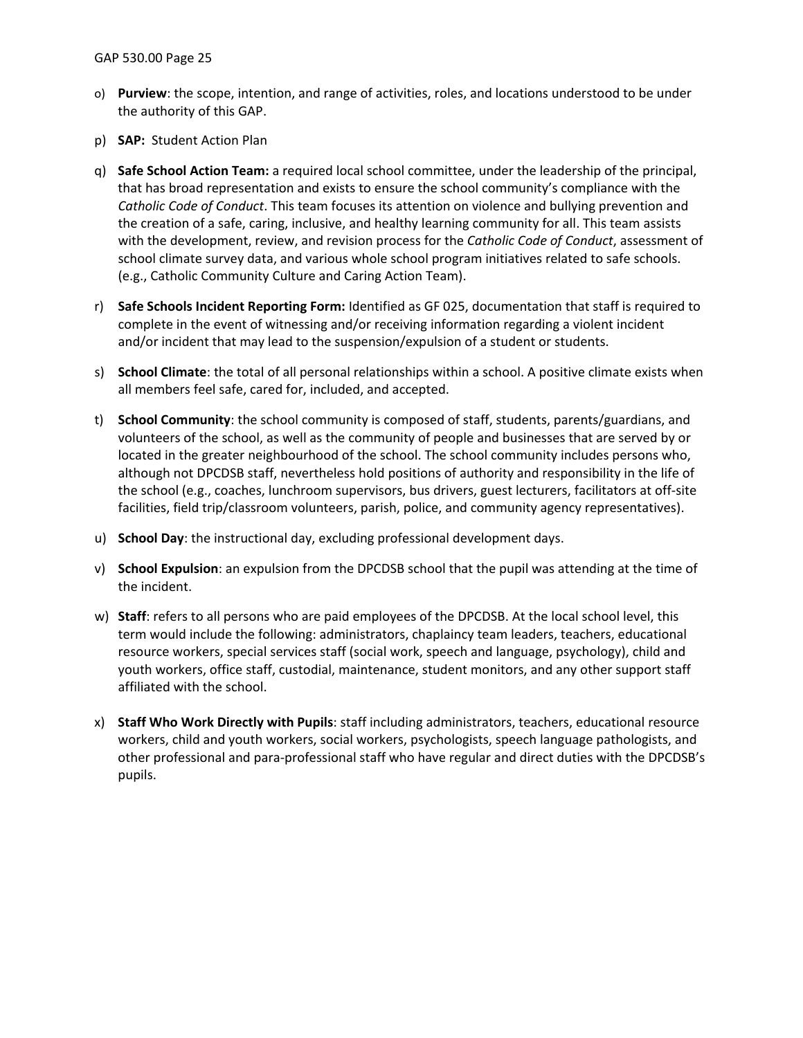o) **Purview**: the scope, intention, and range of activities, roles, and locations understood to be under the authority of this GAP.

p) **SAP:** Student Action Plan

q) **Safe School Action Team:** a required local school committee, under the leadership of the principal, that has broad representation and exists to ensure the school community's compliance with the *Catholic Code of Conduct*. This team focuses its attention on violence and bullying prevention and the creation of a safe, caring, inclusive, and healthy learning community for all. This team assists with the development, review, and revision process for the *Catholic Code of Conduct*, assessment of school climate survey data, and various whole school program initiatives related to safe schools. (e.g., Catholic Community Culture and Caring Action Team).

r) **Safe Schools Incident Reporting Form:** Identified as GF 025, documentation that staff is required to complete in the event of witnessing and/or receiving information regarding a violent incident and/or incident that may lead to the suspension/expulsion of a student or students.

s) **School Climate**: the total of all personal relationships within a school. A positive climate exists when all members feel safe, cared for, included, and accepted.

t) **School Community**: the school community is composed of staff, students, parents/guardians, and volunteers of the school, as well as the community of people and businesses that are served by or located in the greater neighbourhood of the school. The school community includes persons who, although not DPCDSB staff, nevertheless hold positions of authority and responsibility in the life of the school (e.g., coaches, lunchroom supervisors, bus drivers, guest lecturers, facilitators at off-site facilities, field trip/classroom volunteers, parish, police, and community agency representatives).

u) **School Day**: the instructional day, excluding professional development days.

v) **School Expulsion**: an expulsion from the DPCDSB school that the pupil was attending at the time of the incident.

w) **Staff**: refers to all persons who are paid employees of the DPCDSB. At the local school level, this term would include the following: administrators, chaplaincy team leaders, teachers, educational resource workers, special services staff (social work, speech and language, psychology), child and youth workers, office staff, custodial, maintenance, student monitors, and any other support staff affiliated with the school.

x) **Staff Who Work Directly with Pupils**: staff including administrators, teachers, educational resource workers, child and youth workers, social workers, psychologists, speech language pathologists, and other professional and para-professional staff who have regular and direct duties with the DPCDSB's pupils.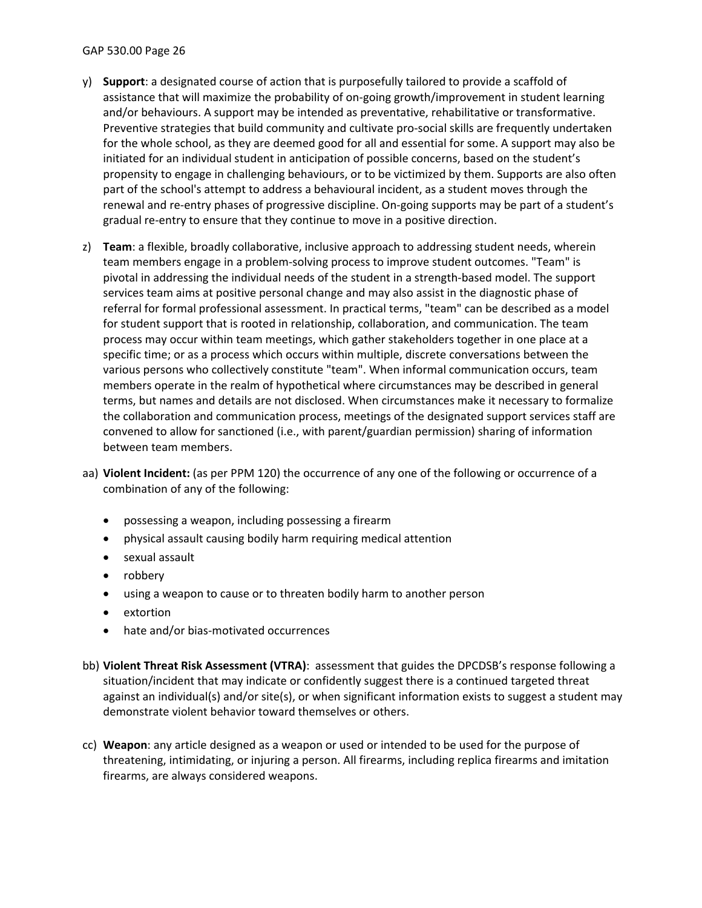y) **Support**: a designated course of action that is purposefully tailored to provide a scaffold of assistance that will maximize the probability of on-going growth/improvement in student learning and/or behaviours. A support may be intended as preventative, rehabilitative or transformative. Preventive strategies that build community and cultivate pro-social skills are frequently undertaken for the whole school, as they are deemed good for all and essential for some. A support may also be initiated for an individual student in anticipation of possible concerns, based on the student's propensity to engage in challenging behaviours, or to be victimized by them. Supports are also often part of the school's attempt to address a behavioural incident, as a student moves through the renewal and re-entry phases of progressive discipline. On-going supports may be part of a student's gradual re-entry to ensure that they continue to move in a positive direction.

z) **Team**: a flexible, broadly collaborative, inclusive approach to addressing student needs, wherein team members engage in a problem-solving process to improve student outcomes. "Team" is pivotal in addressing the individual needs of the student in a strength-based model. The support services team aims at positive personal change and may also assist in the diagnostic phase of referral for formal professional assessment. In practical terms, "team" can be described as a model for student support that is rooted in relationship, collaboration, and communication. The team process may occur within team meetings, which gather stakeholders together in one place at a specific time; or as a process which occurs within multiple, discrete conversations between the various persons who collectively constitute "team". When informal communication occurs, team members operate in the realm of hypothetical where circumstances may be described in general terms, but names and details are not disclosed. When circumstances make it necessary to formalize the collaboration and communication process, meetings of the designated support services staff are convened to allow for sanctioned (i.e., with parent/guardian permission) sharing of information between team members.

aa) **Violent Incident:** (as per PPM 120) the occurrence of any one of the following or occurrence of a combination of any of the following:

- possessing a weapon, including possessing a firearm
- physical assault causing bodily harm requiring medical attention
- sexual assault
- robbery
- using a weapon to cause or to threaten bodily harm to another person
- extortion
- hate and/or bias-motivated occurrences

bb) **Violent Threat Risk Assessment (VTRA)**: assessment that guides the DPCDSB's response following a situation/incident that may indicate or confidently suggest there is a continued targeted threat against an individual(s) and/or site(s), or when significant information exists to suggest a student may demonstrate violent behavior toward themselves or others.

cc) **Weapon**: any article designed as a weapon or used or intended to be used for the purpose of threatening, intimidating, or injuring a person. All firearms, including replica firearms and imitation firearms, are always considered weapons.